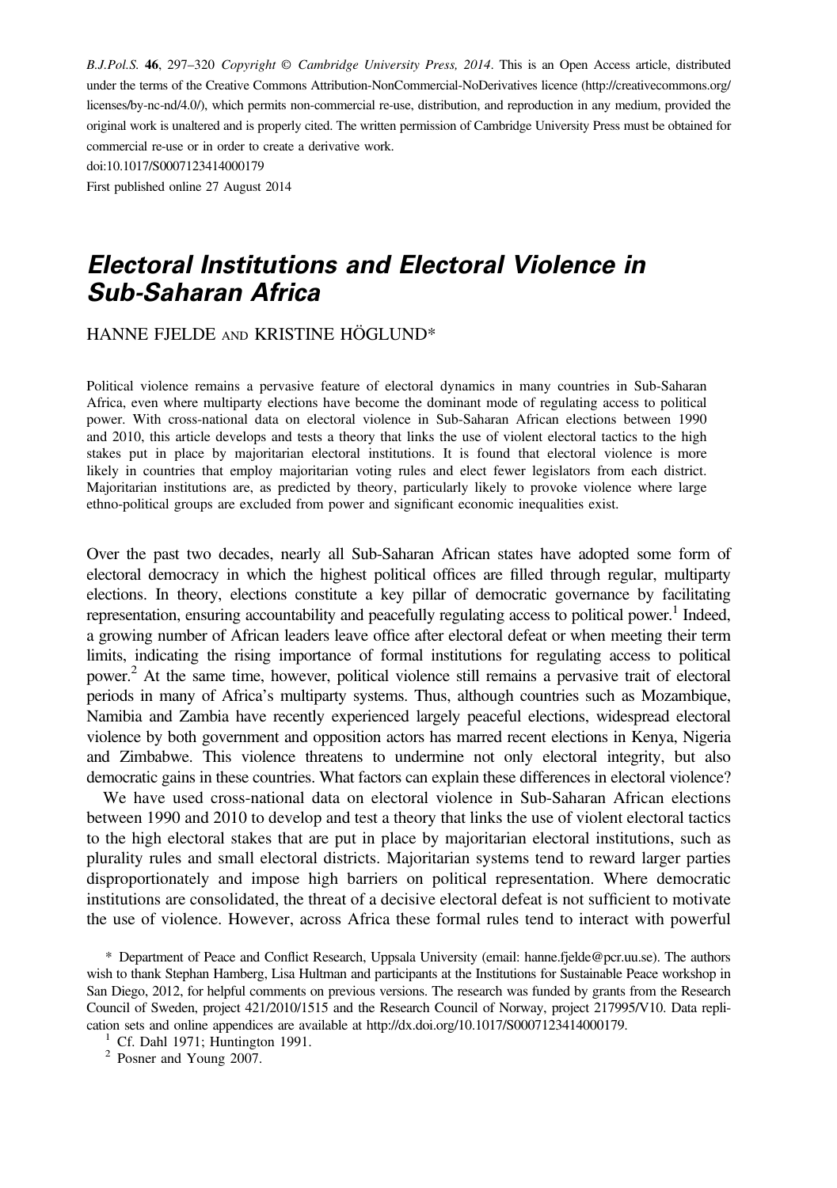B.J.Pol.S. 46, 297–320 Copyright © Cambridge University Press, 2014. This is an Open Access article, distributed under the terms of the Creative Commons Attribution-NonCommercial-NoDerivatives licence (http://creativecommons.org/licenses/by-nc-nd/4.0/), which permits non-commercial re-use, distribution, and reproduction in any medium, provided the original work is unaltered and is properly cited. The written permission of Cambridge University Press must be obtained for commercial re-use or in order to create a derivative work.
doi:10.1017/S0007123414000179
First published online 27 August 2014

# Electoral Institutions and Electoral Violence in Sub-Saharan Africa

HANNE FJELDE AND KRISTINE HÖGLUND*

Political violence remains a pervasive feature of electoral dynamics in many countries in Sub-Saharan Africa, even where multiparty elections have become the dominant mode of regulating access to political power. With cross-national data on electoral violence in Sub-Saharan African elections between 1990 and 2010, this article develops and tests a theory that links the use of violent electoral tactics to the high stakes put in place by majoritarian electoral institutions. It is found that electoral violence is more likely in countries that employ majoritarian voting rules and elect fewer legislators from each district. Majoritarian institutions are, as predicted by theory, particularly likely to provoke violence where large ethno-political groups are excluded from power and significant economic inequalities exist.

Over the past two decades, nearly all Sub-Saharan African states have adopted some form of electoral democracy in which the highest political offices are filled through regular, multiparty elections. In theory, elections constitute a key pillar of democratic governance by facilitating representation, ensuring accountability and peacefully regulating access to political power.[1] Indeed, a growing number of African leaders leave office after electoral defeat or when meeting their term limits, indicating the rising importance of formal institutions for regulating access to political power.[2] At the same time, however, political violence still remains a pervasive trait of electoral periods in many of Africa's multiparty systems. Thus, although countries such as Mozambique, Namibia and Zambia have recently experienced largely peaceful elections, widespread electoral violence by both government and opposition actors has marred recent elections in Kenya, Nigeria and Zimbabwe. This violence threatens to undermine not only electoral integrity, but also democratic gains in these countries. What factors can explain these differences in electoral violence?

We have used cross-national data on electoral violence in Sub-Saharan African elections between 1990 and 2010 to develop and test a theory that links the use of violent electoral tactics to the high electoral stakes that are put in place by majoritarian electoral institutions, such as plurality rules and small electoral districts. Majoritarian systems tend to reward larger parties disproportionately and impose high barriers on political representation. Where democratic institutions are consolidated, the threat of a decisive electoral defeat is not sufficient to motivate the use of violence. However, across Africa these formal rules tend to interact with powerful

\* Department of Peace and Conflict Research, Uppsala University (email: hanne.fjelde@pcr.uu.se). The authors wish to thank Stephan Hamberg, Lisa Hultman and participants at the Institutions for Sustainable Peace workshop in San Diego, 2012, for helpful comments on previous versions. The research was funded by grants from the Research Council of Sweden, project 421/2010/1515 and the Research Council of Norway, project 217995/V10. Data replication sets and online appendices are available at http://dx.doi.org/10.1017/S0007123414000179.

[1] Cf. Dahl 1971; Huntington 1991.

[2] Posner and Young 2007.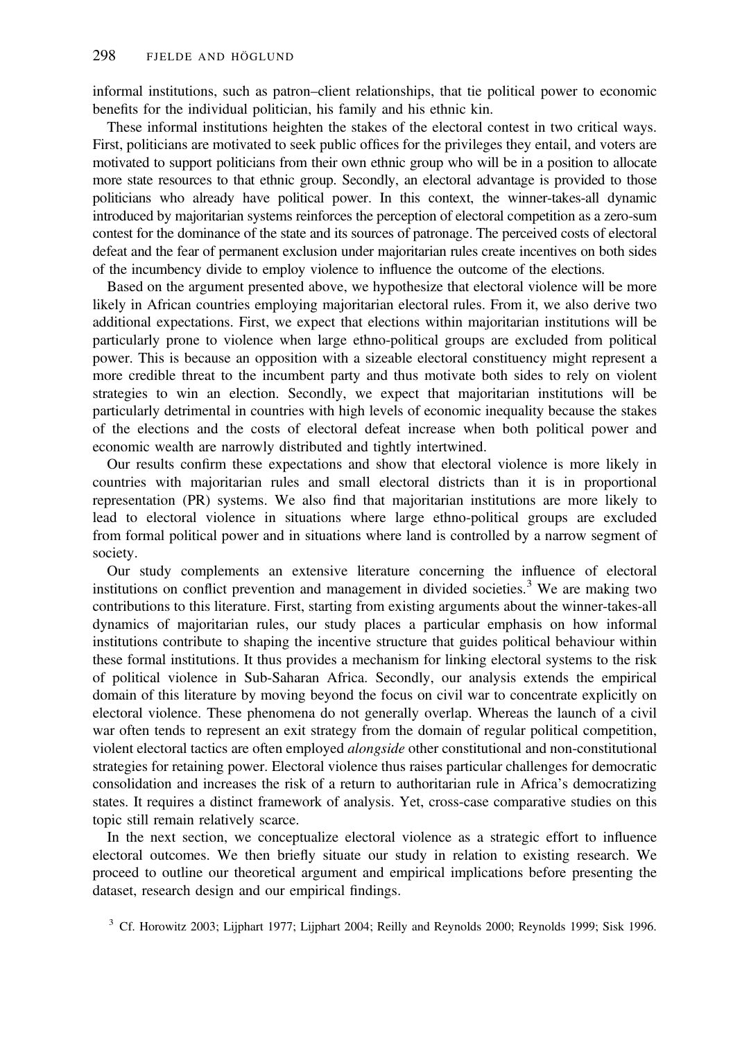informal institutions, such as patron–client relationships, that tie political power to economic benefits for the individual politician, his family and his ethnic kin.

These informal institutions heighten the stakes of the electoral contest in two critical ways. First, politicians are motivated to seek public offices for the privileges they entail, and voters are motivated to support politicians from their own ethnic group who will be in a position to allocate more state resources to that ethnic group. Secondly, an electoral advantage is provided to those politicians who already have political power. In this context, the winner-takes-all dynamic introduced by majoritarian systems reinforces the perception of electoral competition as a zero-sum contest for the dominance of the state and its sources of patronage. The perceived costs of electoral defeat and the fear of permanent exclusion under majoritarian rules create incentives on both sides of the incumbency divide to employ violence to influence the outcome of the elections.

Based on the argument presented above, we hypothesize that electoral violence will be more likely in African countries employing majoritarian electoral rules. From it, we also derive two additional expectations. First, we expect that elections within majoritarian institutions will be particularly prone to violence when large ethno-political groups are excluded from political power. This is because an opposition with a sizeable electoral constituency might represent a more credible threat to the incumbent party and thus motivate both sides to rely on violent strategies to win an election. Secondly, we expect that majoritarian institutions will be particularly detrimental in countries with high levels of economic inequality because the stakes of the elections and the costs of electoral defeat increase when both political power and economic wealth are narrowly distributed and tightly intertwined.

Our results confirm these expectations and show that electoral violence is more likely in countries with majoritarian rules and small electoral districts than it is in proportional representation (PR) systems. We also find that majoritarian institutions are more likely to lead to electoral violence in situations where large ethno-political groups are excluded from formal political power and in situations where land is controlled by a narrow segment of society.

Our study complements an extensive literature concerning the influence of electoral institutions on conflict prevention and management in divided societies.[3] We are making two contributions to this literature. First, starting from existing arguments about the winner-takes-all dynamics of majoritarian rules, our study places a particular emphasis on how informal institutions contribute to shaping the incentive structure that guides political behaviour within these formal institutions. It thus provides a mechanism for linking electoral systems to the risk of political violence in Sub-Saharan Africa. Secondly, our analysis extends the empirical domain of this literature by moving beyond the focus on civil war to concentrate explicitly on electoral violence. These phenomena do not generally overlap. Whereas the launch of a civil war often tends to represent an exit strategy from the domain of regular political competition, violent electoral tactics are often employed *alongside* other constitutional and non-constitutional strategies for retaining power. Electoral violence thus raises particular challenges for democratic consolidation and increases the risk of a return to authoritarian rule in Africa's democratizing states. It requires a distinct framework of analysis. Yet, cross-case comparative studies on this topic still remain relatively scarce.

In the next section, we conceptualize electoral violence as a strategic effort to influence electoral outcomes. We then briefly situate our study in relation to existing research. We proceed to outline our theoretical argument and empirical implications before presenting the dataset, research design and our empirical findings.

[3] Cf. Horowitz 2003; Lijphart 1977; Lijphart 2004; Reilly and Reynolds 2000; Reynolds 1999; Sisk 1996.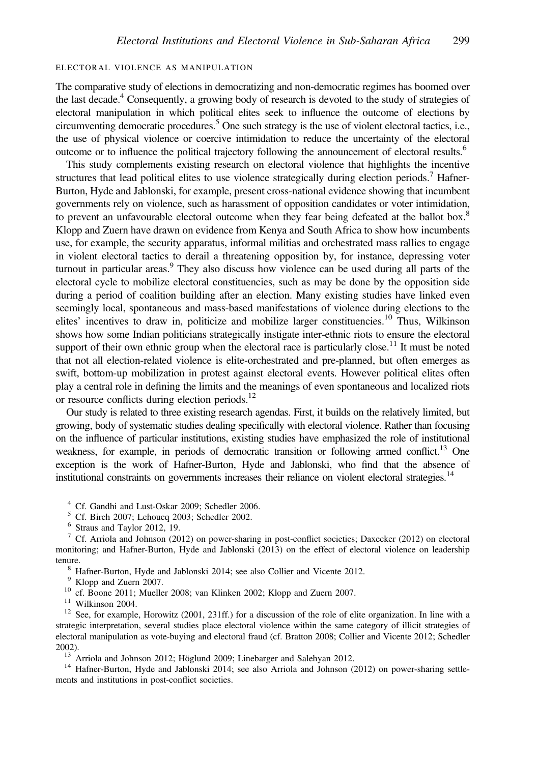### ELECTORAL VIOLENCE AS MANIPULATION

The comparative study of elections in democratizing and non-democratic regimes has boomed over the last decade.[4] Consequently, a growing body of research is devoted to the study of strategies of electoral manipulation in which political elites seek to influence the outcome of elections by circumventing democratic procedures.[5] One such strategy is the use of violent electoral tactics, i.e., the use of physical violence or coercive intimidation to reduce the uncertainty of the electoral outcome or to influence the political trajectory following the announcement of electoral results.[6]

This study complements existing research on electoral violence that highlights the incentive structures that lead political elites to use violence strategically during election periods.[7] Hafner-Burton, Hyde and Jablonski, for example, present cross-national evidence showing that incumbent governments rely on violence, such as harassment of opposition candidates or voter intimidation, to prevent an unfavourable electoral outcome when they fear being defeated at the ballot box.[8] Klopp and Zuern have drawn on evidence from Kenya and South Africa to show how incumbents use, for example, the security apparatus, informal militias and orchestrated mass rallies to engage in violent electoral tactics to derail a threatening opposition by, for instance, depressing voter turnout in particular areas.[9] They also discuss how violence can be used during all parts of the electoral cycle to mobilize electoral constituencies, such as may be done by the opposition side during a period of coalition building after an election. Many existing studies have linked even seemingly local, spontaneous and mass-based manifestations of violence during elections to the elites' incentives to draw in, politicize and mobilize larger constituencies.[10] Thus, Wilkinson shows how some Indian politicians strategically instigate inter-ethnic riots to ensure the electoral support of their own ethnic group when the electoral race is particularly close.[11] It must be noted that not all election-related violence is elite-orchestrated and pre-planned, but often emerges as swift, bottom-up mobilization in protest against electoral events. However political elites often play a central role in defining the limits and the meanings of even spontaneous and localized riots or resource conflicts during election periods.[12]

Our study is related to three existing research agendas. First, it builds on the relatively limited, but growing, body of systematic studies dealing specifically with electoral violence. Rather than focusing on the influence of particular institutions, existing studies have emphasized the role of institutional weakness, for example, in periods of democratic transition or following armed conflict.[13] One exception is the work of Hafner-Burton, Hyde and Jablonski, who find that the absence of institutional constraints on governments increases their reliance on violent electoral strategies.[14]

[4] Cf. Gandhi and Lust-Oskar 2009; Schedler 2006.

[5] Cf. Birch 2007; Lehoucq 2003; Schedler 2002.

[6] Straus and Taylor 2012, 19.

[7] Cf. Arriola and Johnson (2012) on power-sharing in post-conflict societies; Daxecker (2012) on electoral monitoring; and Hafner-Burton, Hyde and Jablonski (2013) on the effect of electoral violence on leadership tenure.

[8] Hafner-Burton, Hyde and Jablonski 2014; see also Collier and Vicente 2012.

[9] Klopp and Zuern 2007.

[10] cf. Boone 2011; Mueller 2008; van Klinken 2002; Klopp and Zuern 2007.

[11] Wilkinson 2004.

[12] See, for example, Horowitz (2001, 231ff.) for a discussion of the role of elite organization. In line with a strategic interpretation, several studies place electoral violence within the same category of illicit strategies of electoral manipulation as vote-buying and electoral fraud (cf. Bratton 2008; Collier and Vicente 2012; Schedler 2002).

[13] Arriola and Johnson 2012; Höglund 2009; Linebarger and Salehyan 2012.

[14] Hafner-Burton, Hyde and Jablonski 2014; see also Arriola and Johnson (2012) on power-sharing settlements and institutions in post-conflict societies.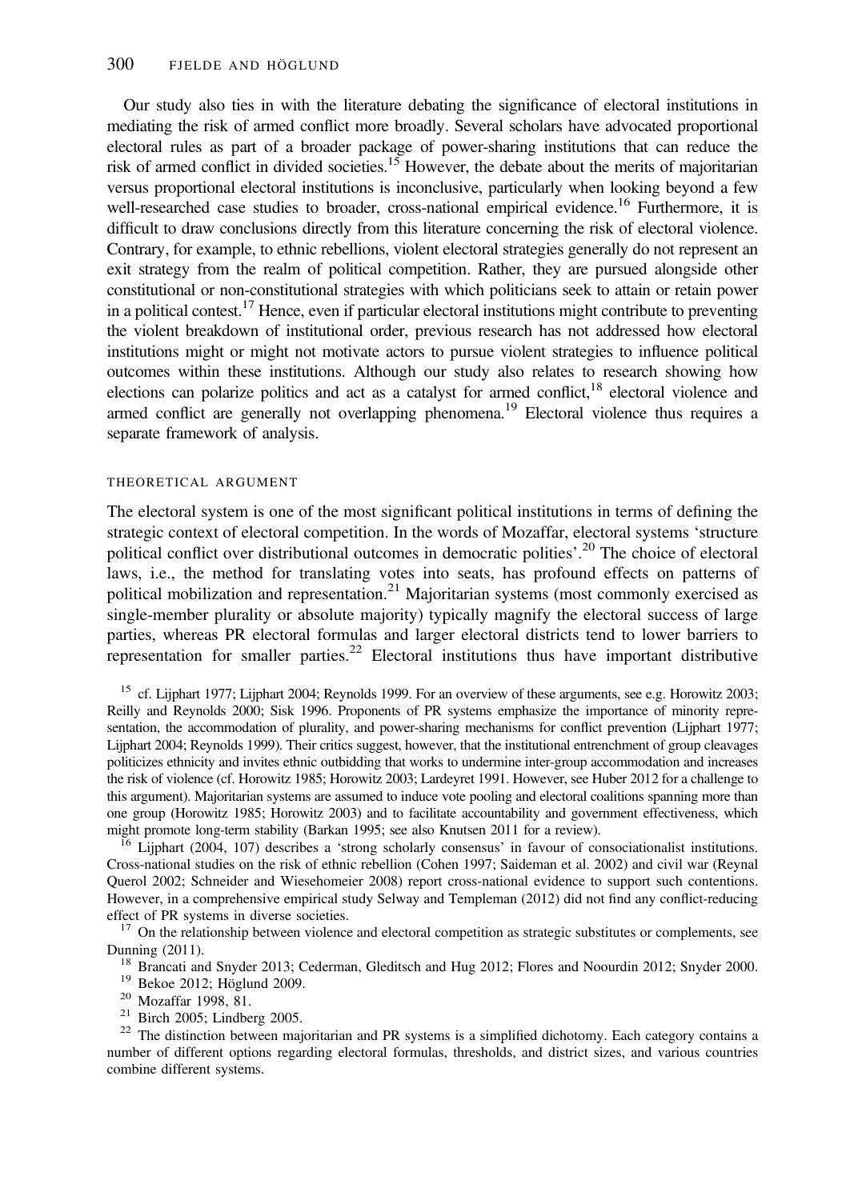Our study also ties in with the literature debating the significance of electoral institutions in mediating the risk of armed conflict more broadly. Several scholars have advocated proportional electoral rules as part of a broader package of power-sharing institutions that can reduce the risk of armed conflict in divided societies.[15] However, the debate about the merits of majoritarian versus proportional electoral institutions is inconclusive, particularly when looking beyond a few well-researched case studies to broader, cross-national empirical evidence.[16] Furthermore, it is difficult to draw conclusions directly from this literature concerning the risk of electoral violence. Contrary, for example, to ethnic rebellions, violent electoral strategies generally do not represent an exit strategy from the realm of political competition. Rather, they are pursued alongside other constitutional or non-constitutional strategies with which politicians seek to attain or retain power in a political contest.[17] Hence, even if particular electoral institutions might contribute to preventing the violent breakdown of institutional order, previous research has not addressed how electoral institutions might or might not motivate actors to pursue violent strategies to influence political outcomes within these institutions. Although our study also relates to research showing how elections can polarize politics and act as a catalyst for armed conflict,[18] electoral violence and armed conflict are generally not overlapping phenomena.[19] Electoral violence thus requires a separate framework of analysis.

## THEORETICAL ARGUMENT

The electoral system is one of the most significant political institutions in terms of defining the strategic context of electoral competition. In the words of Mozaffar, electoral systems 'structure political conflict over distributional outcomes in democratic polities'.[20] The choice of electoral laws, i.e., the method for translating votes into seats, has profound effects on patterns of political mobilization and representation.[21] Majoritarian systems (most commonly exercised as single-member plurality or absolute majority) typically magnify the electoral success of large parties, whereas PR electoral formulas and larger electoral districts tend to lower barriers to representation for smaller parties.[22] Electoral institutions thus have important distributive

[15] cf. Lijphart 1977; Lijphart 2004; Reynolds 1999. For an overview of these arguments, see e.g. Horowitz 2003; Reilly and Reynolds 2000; Sisk 1996. Proponents of PR systems emphasize the importance of minority representation, the accommodation of plurality, and power-sharing mechanisms for conflict prevention (Lijphart 1977; Lijphart 2004; Reynolds 1999). Their critics suggest, however, that the institutional entrenchment of group cleavages politicizes ethnicity and invites ethnic outbidding that works to undermine inter-group accommodation and increases the risk of violence (cf. Horowitz 1985; Horowitz 2003; Lardeyret 1991. However, see Huber 2012 for a challenge to this argument). Majoritarian systems are assumed to induce vote pooling and electoral coalitions spanning more than one group (Horowitz 1985; Horowitz 2003) and to facilitate accountability and government effectiveness, which might promote long-term stability (Barkan 1995; see also Knutsen 2011 for a review).

[16] Lijphart (2004, 107) describes a 'strong scholarly consensus' in favour of consociationalist institutions. Cross-national studies on the risk of ethnic rebellion (Cohen 1997; Saideman et al. 2002) and civil war (Reynal Querol 2002; Schneider and Wiesehomeier 2008) report cross-national evidence to support such contentions. However, in a comprehensive empirical study Selway and Templeman (2012) did not find any conflict-reducing effect of PR systems in diverse societies.

[17] On the relationship between violence and electoral competition as strategic substitutes or complements, see Dunning (2011).

[18] Brancati and Snyder 2013; Cederman, Gleditsch and Hug 2012; Flores and Noourdin 2012; Snyder 2000.

[19] Bekoe 2012; Höglund 2009.

[20] Mozaffar 1998, 81.

[21] Birch 2005; Lindberg 2005.

[22] The distinction between majoritarian and PR systems is a simplified dichotomy. Each category contains a number of different options regarding electoral formulas, thresholds, and district sizes, and various countries combine different systems.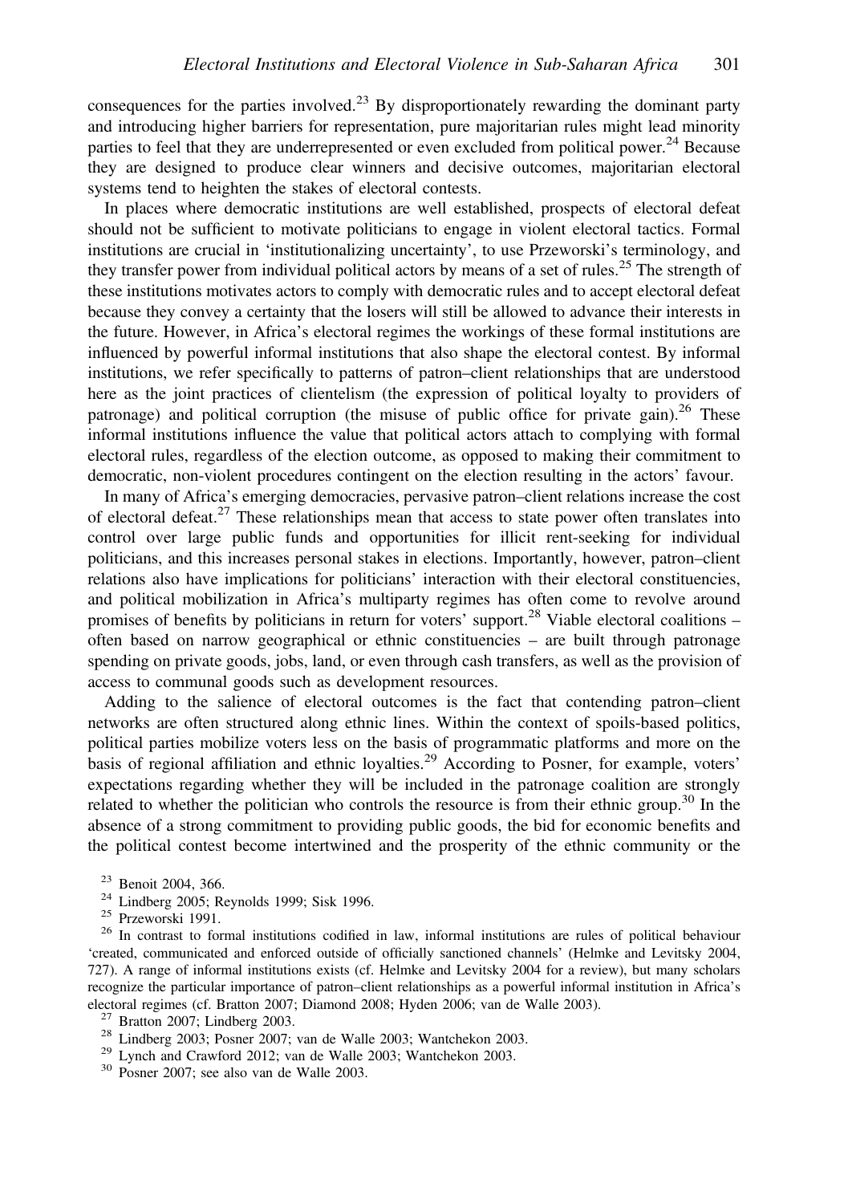consequences for the parties involved.[23] By disproportionately rewarding the dominant party and introducing higher barriers for representation, pure majoritarian rules might lead minority parties to feel that they are underrepresented or even excluded from political power.[24] Because they are designed to produce clear winners and decisive outcomes, majoritarian electoral systems tend to heighten the stakes of electoral contests.

In places where democratic institutions are well established, prospects of electoral defeat should not be sufficient to motivate politicians to engage in violent electoral tactics. Formal institutions are crucial in 'institutionalizing uncertainty', to use Przeworski's terminology, and they transfer power from individual political actors by means of a set of rules.[25] The strength of these institutions motivates actors to comply with democratic rules and to accept electoral defeat because they convey a certainty that the losers will still be allowed to advance their interests in the future. However, in Africa's electoral regimes the workings of these formal institutions are influenced by powerful informal institutions that also shape the electoral contest. By informal institutions, we refer specifically to patterns of patron–client relationships that are understood here as the joint practices of clientelism (the expression of political loyalty to providers of patronage) and political corruption (the misuse of public office for private gain).[26] These informal institutions influence the value that political actors attach to complying with formal electoral rules, regardless of the election outcome, as opposed to making their commitment to democratic, non-violent procedures contingent on the election resulting in the actors' favour.

In many of Africa's emerging democracies, pervasive patron–client relations increase the cost of electoral defeat.[27] These relationships mean that access to state power often translates into control over large public funds and opportunities for illicit rent-seeking for individual politicians, and this increases personal stakes in elections. Importantly, however, patron–client relations also have implications for politicians' interaction with their electoral constituencies, and political mobilization in Africa's multiparty regimes has often come to revolve around promises of benefits by politicians in return for voters' support.[28] Viable electoral coalitions – often based on narrow geographical or ethnic constituencies – are built through patronage spending on private goods, jobs, land, or even through cash transfers, as well as the provision of access to communal goods such as development resources.

Adding to the salience of electoral outcomes is the fact that contending patron–client networks are often structured along ethnic lines. Within the context of spoils-based politics, political parties mobilize voters less on the basis of programmatic platforms and more on the basis of regional affiliation and ethnic loyalties.[29] According to Posner, for example, voters' expectations regarding whether they will be included in the patronage coalition are strongly related to whether the politician who controls the resource is from their ethnic group.[30] In the absence of a strong commitment to providing public goods, the bid for economic benefits and the political contest become intertwined and the prosperity of the ethnic community or the

[23] Benoit 2004, 366.

[24] Lindberg 2005; Reynolds 1999; Sisk 1996.

[25] Przeworski 1991.

[26] In contrast to formal institutions codified in law, informal institutions are rules of political behaviour 'created, communicated and enforced outside of officially sanctioned channels' (Helmke and Levitsky 2004, 727). A range of informal institutions exists (cf. Helmke and Levitsky 2004 for a review), but many scholars recognize the particular importance of patron–client relationships as a powerful informal institution in Africa's electoral regimes (cf. Bratton 2007; Diamond 2008; Hyden 2006; van de Walle 2003).

[27] Bratton 2007; Lindberg 2003.

[28] Lindberg 2003; Posner 2007; van de Walle 2003; Wantchekon 2003.

[29] Lynch and Crawford 2012; van de Walle 2003; Wantchekon 2003.

[30] Posner 2007; see also van de Walle 2003.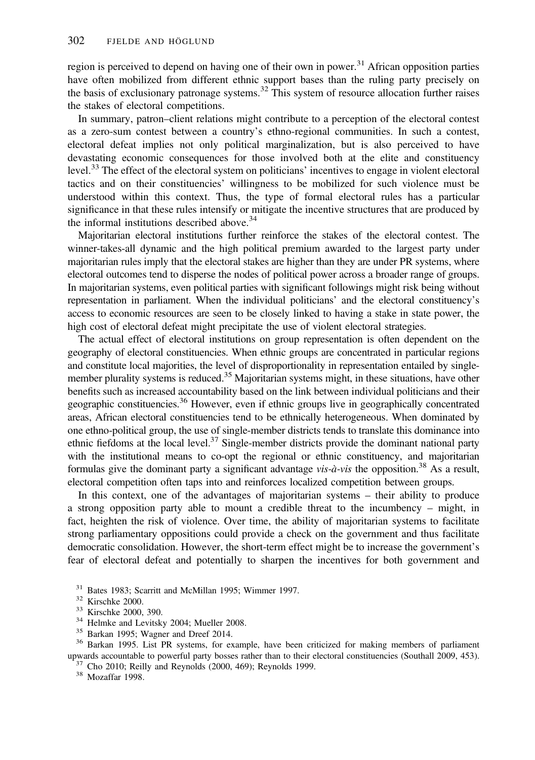region is perceived to depend on having one of their own in power.[31] African opposition parties have often mobilized from different ethnic support bases than the ruling party precisely on the basis of exclusionary patronage systems.[32] This system of resource allocation further raises the stakes of electoral competitions.

In summary, patron–client relations might contribute to a perception of the electoral contest as a zero-sum contest between a country's ethno-regional communities. In such a contest, electoral defeat implies not only political marginalization, but is also perceived to have devastating economic consequences for those involved both at the elite and constituency level.[33] The effect of the electoral system on politicians' incentives to engage in violent electoral tactics and on their constituencies' willingness to be mobilized for such violence must be understood within this context. Thus, the type of formal electoral rules has a particular significance in that these rules intensify or mitigate the incentive structures that are produced by the informal institutions described above.[34]

Majoritarian electoral institutions further reinforce the stakes of the electoral contest. The winner-takes-all dynamic and the high political premium awarded to the largest party under majoritarian rules imply that the electoral stakes are higher than they are under PR systems, where electoral outcomes tend to disperse the nodes of political power across a broader range of groups. In majoritarian systems, even political parties with significant followings might risk being without representation in parliament. When the individual politicians' and the electoral constituency's access to economic resources are seen to be closely linked to having a stake in state power, the high cost of electoral defeat might precipitate the use of violent electoral strategies.

The actual effect of electoral institutions on group representation is often dependent on the geography of electoral constituencies. When ethnic groups are concentrated in particular regions and constitute local majorities, the level of disproportionality in representation entailed by single-member plurality systems is reduced.[35] Majoritarian systems might, in these situations, have other benefits such as increased accountability based on the link between individual politicians and their geographic constituencies.[36] However, even if ethnic groups live in geographically concentrated areas, African electoral constituencies tend to be ethnically heterogeneous. When dominated by one ethno-political group, the use of single-member districts tends to translate this dominance into ethnic fiefdoms at the local level.[37] Single-member districts provide the dominant national party with the institutional means to co-opt the regional or ethnic constituency, and majoritarian formulas give the dominant party a significant advantage *vis-à-vis* the opposition.[38] As a result, electoral competition often taps into and reinforces localized competition between groups.

In this context, one of the advantages of majoritarian systems – their ability to produce a strong opposition party able to mount a credible threat to the incumbency – might, in fact, heighten the risk of violence. Over time, the ability of majoritarian systems to facilitate strong parliamentary oppositions could provide a check on the government and thus facilitate democratic consolidation. However, the short-term effect might be to increase the government's fear of electoral defeat and potentially to sharpen the incentives for both government and

[31] Bates 1983; Scarritt and McMillan 1995; Wimmer 1997.

[32] Kirschke 2000.

[33] Kirschke 2000, 390.

[34] Helmke and Levitsky 2004; Mueller 2008.

[35] Barkan 1995; Wagner and Dreef 2014.

[36] Barkan 1995. List PR systems, for example, have been criticized for making members of parliament upwards accountable to powerful party bosses rather than to their electoral constituencies (Southall 2009, 453).

[37] Cho 2010; Reilly and Reynolds (2000, 469); Reynolds 1999.

[38] Mozaffar 1998.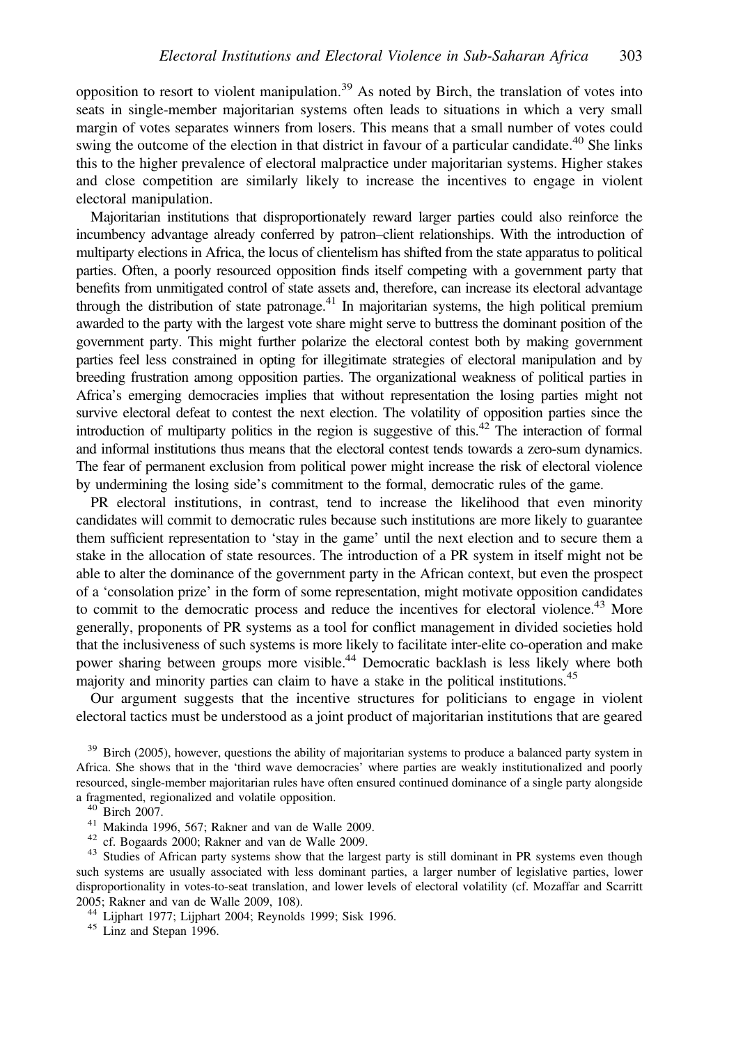opposition to resort to violent manipulation.[39] As noted by Birch, the translation of votes into seats in single-member majoritarian systems often leads to situations in which a very small margin of votes separates winners from losers. This means that a small number of votes could swing the outcome of the election in that district in favour of a particular candidate.[40] She links this to the higher prevalence of electoral malpractice under majoritarian systems. Higher stakes and close competition are similarly likely to increase the incentives to engage in violent electoral manipulation.

Majoritarian institutions that disproportionately reward larger parties could also reinforce the incumbency advantage already conferred by patron–client relationships. With the introduction of multiparty elections in Africa, the locus of clientelism has shifted from the state apparatus to political parties. Often, a poorly resourced opposition finds itself competing with a government party that benefits from unmitigated control of state assets and, therefore, can increase its electoral advantage through the distribution of state patronage.[41] In majoritarian systems, the high political premium awarded to the party with the largest vote share might serve to buttress the dominant position of the government party. This might further polarize the electoral contest both by making government parties feel less constrained in opting for illegitimate strategies of electoral manipulation and by breeding frustration among opposition parties. The organizational weakness of political parties in Africa's emerging democracies implies that without representation the losing parties might not survive electoral defeat to contest the next election. The volatility of opposition parties since the introduction of multiparty politics in the region is suggestive of this.[42] The interaction of formal and informal institutions thus means that the electoral contest tends towards a zero-sum dynamics. The fear of permanent exclusion from political power might increase the risk of electoral violence by undermining the losing side's commitment to the formal, democratic rules of the game.

PR electoral institutions, in contrast, tend to increase the likelihood that even minority candidates will commit to democratic rules because such institutions are more likely to guarantee them sufficient representation to 'stay in the game' until the next election and to secure them a stake in the allocation of state resources. The introduction of a PR system in itself might not be able to alter the dominance of the government party in the African context, but even the prospect of a 'consolation prize' in the form of some representation, might motivate opposition candidates to commit to the democratic process and reduce the incentives for electoral violence.[43] More generally, proponents of PR systems as a tool for conflict management in divided societies hold that the inclusiveness of such systems is more likely to facilitate inter-elite co-operation and make power sharing between groups more visible.[44] Democratic backlash is less likely where both majority and minority parties can claim to have a stake in the political institutions.[45]

Our argument suggests that the incentive structures for politicians to engage in violent electoral tactics must be understood as a joint product of majoritarian institutions that are geared

[39] Birch (2005), however, questions the ability of majoritarian systems to produce a balanced party system in Africa. She shows that in the 'third wave democracies' where parties are weakly institutionalized and poorly resourced, single-member majoritarian rules have often ensured continued dominance of a single party alongside a fragmented, regionalized and volatile opposition.

[40] Birch 2007.

[41] Makinda 1996, 567; Rakner and van de Walle 2009.

[42] cf. Bogaards 2000; Rakner and van de Walle 2009.

[43] Studies of African party systems show that the largest party is still dominant in PR systems even though such systems are usually associated with less dominant parties, a larger number of legislative parties, lower disproportionality in votes-to-seat translation, and lower levels of electoral volatility (cf. Mozaffar and Scarritt 2005; Rakner and van de Walle 2009, 108).

[44] Lijphart 1977; Lijphart 2004; Reynolds 1999; Sisk 1996.

[45] Linz and Stepan 1996.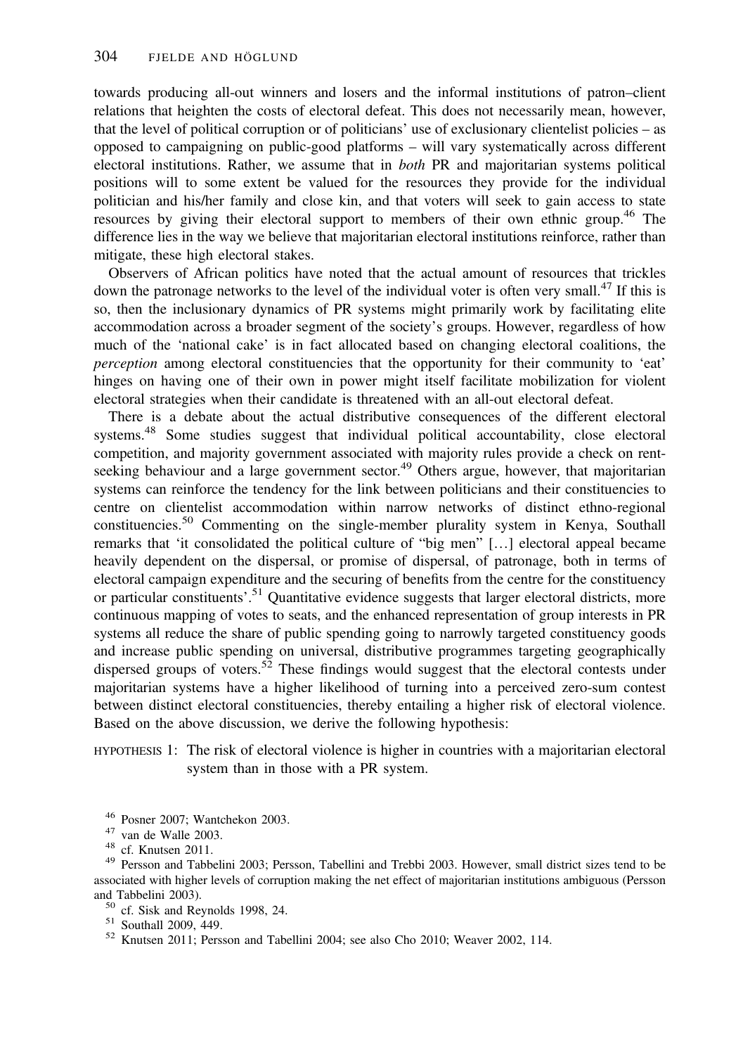towards producing all-out winners and losers and the informal institutions of patron–client relations that heighten the costs of electoral defeat. This does not necessarily mean, however, that the level of political corruption or of politicians' use of exclusionary clientelist policies – as opposed to campaigning on public-good platforms – will vary systematically across different electoral institutions. Rather, we assume that in *both* PR and majoritarian systems political positions will to some extent be valued for the resources they provide for the individual politician and his/her family and close kin, and that voters will seek to gain access to state resources by giving their electoral support to members of their own ethnic group.[46] The difference lies in the way we believe that majoritarian electoral institutions reinforce, rather than mitigate, these high electoral stakes.

Observers of African politics have noted that the actual amount of resources that trickles down the patronage networks to the level of the individual voter is often very small.[47] If this is so, then the inclusionary dynamics of PR systems might primarily work by facilitating elite accommodation across a broader segment of the society's groups. However, regardless of how much of the 'national cake' is in fact allocated based on changing electoral coalitions, the *perception* among electoral constituencies that the opportunity for their community to 'eat' hinges on having one of their own in power might itself facilitate mobilization for violent electoral strategies when their candidate is threatened with an all-out electoral defeat.

There is a debate about the actual distributive consequences of the different electoral systems.[48] Some studies suggest that individual political accountability, close electoral competition, and majority government associated with majority rules provide a check on rent-seeking behaviour and a large government sector.[49] Others argue, however, that majoritarian systems can reinforce the tendency for the link between politicians and their constituencies to centre on clientelist accommodation within narrow networks of distinct ethno-regional constituencies.[50] Commenting on the single-member plurality system in Kenya, Southall remarks that 'it consolidated the political culture of "big men" […] electoral appeal became heavily dependent on the dispersal, or promise of dispersal, of patronage, both in terms of electoral campaign expenditure and the securing of benefits from the centre for the constituency or particular constituents'.[51] Quantitative evidence suggests that larger electoral districts, more continuous mapping of votes to seats, and the enhanced representation of group interests in PR systems all reduce the share of public spending going to narrowly targeted constituency goods and increase public spending on universal, distributive programmes targeting geographically dispersed groups of voters.[52] These findings would suggest that the electoral contests under majoritarian systems have a higher likelihood of turning into a perceived zero-sum contest between distinct electoral constituencies, thereby entailing a higher risk of electoral violence. Based on the above discussion, we derive the following hypothesis:

HYPOTHESIS 1: The risk of electoral violence is higher in countries with a majoritarian electoral system than in those with a PR system.

[46] Posner 2007; Wantchekon 2003.

[47] van de Walle 2003.

[48] cf. Knutsen 2011.

[49] Persson and Tabbelini 2003; Persson, Tabellini and Trebbi 2003. However, small district sizes tend to be associated with higher levels of corruption making the net effect of majoritarian institutions ambiguous (Persson and Tabbelini 2003).

[50] cf. Sisk and Reynolds 1998, 24.

[51] Southall 2009, 449.

[52] Knutsen 2011; Persson and Tabellini 2004; see also Cho 2010; Weaver 2002, 114.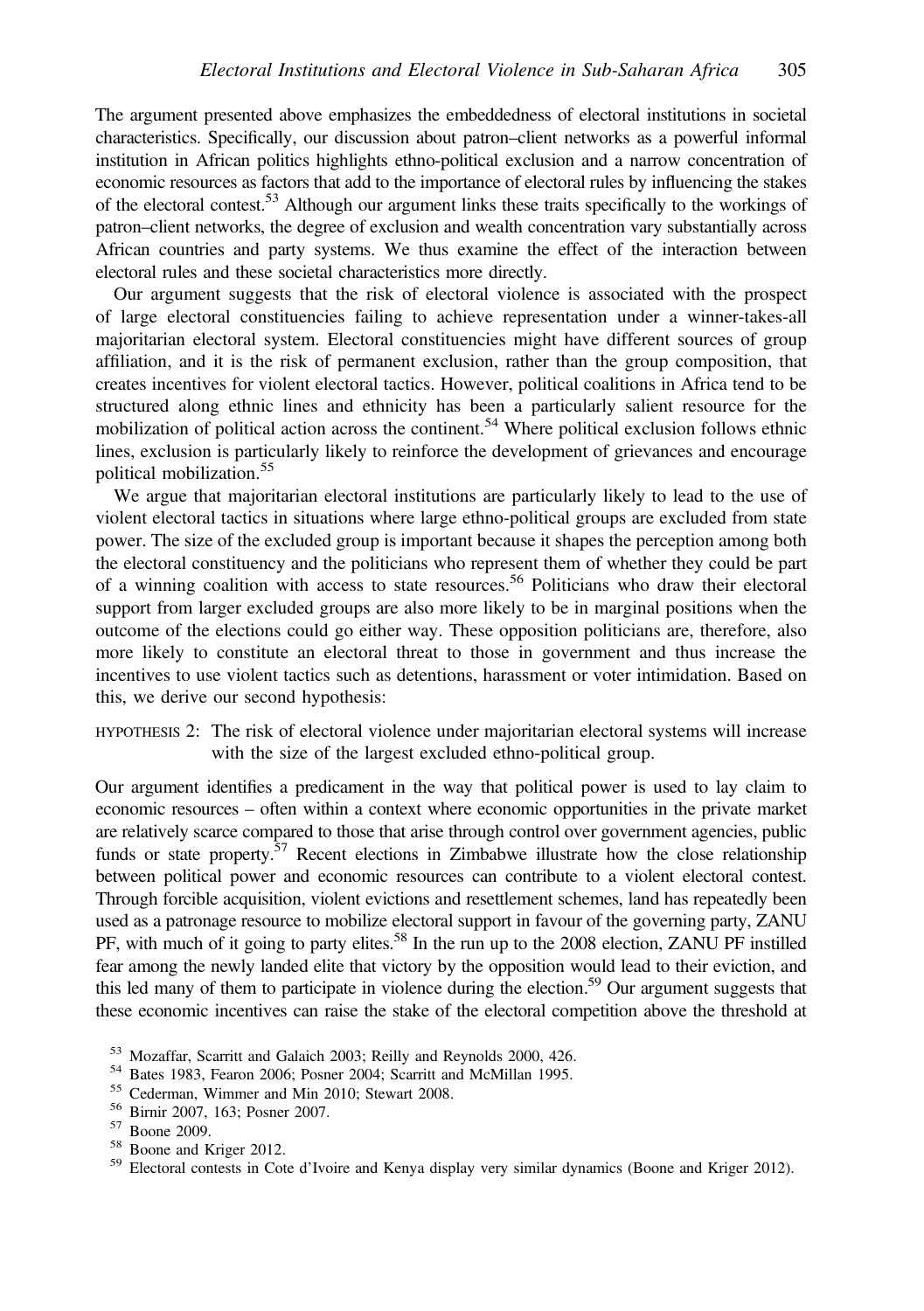The argument presented above emphasizes the embeddedness of electoral institutions in societal characteristics. Specifically, our discussion about patron–client networks as a powerful informal institution in African politics highlights ethno-political exclusion and a narrow concentration of economic resources as factors that add to the importance of electoral rules by influencing the stakes of the electoral contest.[53] Although our argument links these traits specifically to the workings of patron–client networks, the degree of exclusion and wealth concentration vary substantially across African countries and party systems. We thus examine the effect of the interaction between electoral rules and these societal characteristics more directly.

Our argument suggests that the risk of electoral violence is associated with the prospect of large electoral constituencies failing to achieve representation under a winner-takes-all majoritarian electoral system. Electoral constituencies might have different sources of group affiliation, and it is the risk of permanent exclusion, rather than the group composition, that creates incentives for violent electoral tactics. However, political coalitions in Africa tend to be structured along ethnic lines and ethnicity has been a particularly salient resource for the mobilization of political action across the continent.[54] Where political exclusion follows ethnic lines, exclusion is particularly likely to reinforce the development of grievances and encourage political mobilization.[55]

We argue that majoritarian electoral institutions are particularly likely to lead to the use of violent electoral tactics in situations where large ethno-political groups are excluded from state power. The size of the excluded group is important because it shapes the perception among both the electoral constituency and the politicians who represent them of whether they could be part of a winning coalition with access to state resources.[56] Politicians who draw their electoral support from larger excluded groups are also more likely to be in marginal positions when the outcome of the elections could go either way. These opposition politicians are, therefore, also more likely to constitute an electoral threat to those in government and thus increase the incentives to use violent tactics such as detentions, harassment or voter intimidation. Based on this, we derive our second hypothesis:

HYPOTHESIS 2: The risk of electoral violence under majoritarian electoral systems will increase with the size of the largest excluded ethno-political group.

Our argument identifies a predicament in the way that political power is used to lay claim to economic resources – often within a context where economic opportunities in the private market are relatively scarce compared to those that arise through control over government agencies, public funds or state property.[57] Recent elections in Zimbabwe illustrate how the close relationship between political power and economic resources can contribute to a violent electoral contest. Through forcible acquisition, violent evictions and resettlement schemes, land has repeatedly been used as a patronage resource to mobilize electoral support in favour of the governing party, ZANU PF, with much of it going to party elites.[58] In the run up to the 2008 election, ZANU PF instilled fear among the newly landed elite that victory by the opposition would lead to their eviction, and this led many of them to participate in violence during the election.[59] Our argument suggests that these economic incentives can raise the stake of the electoral competition above the threshold at

[53] Mozaffar, Scarritt and Galaich 2003; Reilly and Reynolds 2000, 426.

[54] Bates 1983, Fearon 2006; Posner 2004; Scarritt and McMillan 1995.

[55] Cederman, Wimmer and Min 2010; Stewart 2008.

[56] Birnir 2007, 163; Posner 2007.

[57] Boone 2009.

[58] Boone and Kriger 2012.

[59] Electoral contests in Cote d'Ivoire and Kenya display very similar dynamics (Boone and Kriger 2012).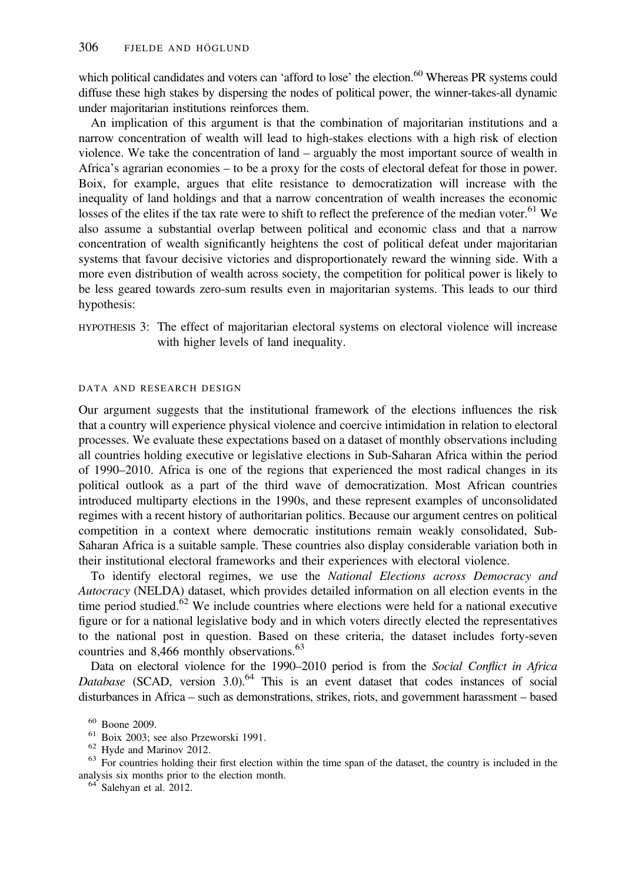which political candidates and voters can 'afford to lose' the election.[60] Whereas PR systems could diffuse these high stakes by dispersing the nodes of political power, the winner-takes-all dynamic under majoritarian institutions reinforces them.

An implication of this argument is that the combination of majoritarian institutions and a narrow concentration of wealth will lead to high-stakes elections with a high risk of election violence. We take the concentration of land – arguably the most important source of wealth in Africa's agrarian economies – to be a proxy for the costs of electoral defeat for those in power. Boix, for example, argues that elite resistance to democratization will increase with the inequality of land holdings and that a narrow concentration of wealth increases the economic losses of the elites if the tax rate were to shift to reflect the preference of the median voter.[61] We also assume a substantial overlap between political and economic class and that a narrow concentration of wealth significantly heightens the cost of political defeat under majoritarian systems that favour decisive victories and disproportionately reward the winning side. With a more even distribution of wealth across society, the competition for political power is likely to be less geared towards zero-sum results even in majoritarian systems. This leads to our third hypothesis:

HYPOTHESIS 3: The effect of majoritarian electoral systems on electoral violence will increase with higher levels of land inequality.

## DATA AND RESEARCH DESIGN

Our argument suggests that the institutional framework of the elections influences the risk that a country will experience physical violence and coercive intimidation in relation to electoral processes. We evaluate these expectations based on a dataset of monthly observations including all countries holding executive or legislative elections in Sub-Saharan Africa within the period of 1990–2010. Africa is one of the regions that experienced the most radical changes in its political outlook as a part of the third wave of democratization. Most African countries introduced multiparty elections in the 1990s, and these represent examples of unconsolidated regimes with a recent history of authoritarian politics. Because our argument centres on political competition in a context where democratic institutions remain weakly consolidated, Sub-Saharan Africa is a suitable sample. These countries also display considerable variation both in their institutional electoral frameworks and their experiences with electoral violence.

To identify electoral regimes, we use the *National Elections across Democracy and Autocracy* (NELDA) dataset, which provides detailed information on all election events in the time period studied.[62] We include countries where elections were held for a national executive figure or for a national legislative body and in which voters directly elected the representatives to the national post in question. Based on these criteria, the dataset includes forty-seven countries and 8,466 monthly observations.[63]

Data on electoral violence for the 1990–2010 period is from the *Social Conflict in Africa Database* (SCAD, version 3.0).[64] This is an event dataset that codes instances of social disturbances in Africa – such as demonstrations, strikes, riots, and government harassment – based

[60] Boone 2009.

[61] Boix 2003; see also Przeworski 1991.

[62] Hyde and Marinov 2012.

[63] For countries holding their first election within the time span of the dataset, the country is included in the analysis six months prior to the election month.

[64] Salehyan et al. 2012.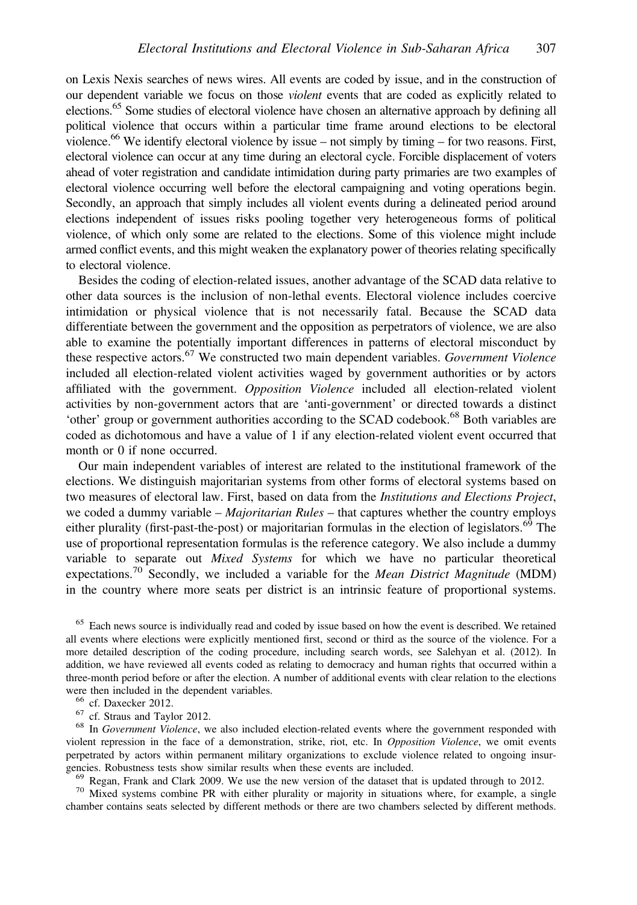on Lexis Nexis searches of news wires. All events are coded by issue, and in the construction of our dependent variable we focus on those *violent* events that are coded as explicitly related to elections.[65] Some studies of electoral violence have chosen an alternative approach by defining all political violence that occurs within a particular time frame around elections to be electoral violence.[66] We identify electoral violence by issue – not simply by timing – for two reasons. First, electoral violence can occur at any time during an electoral cycle. Forcible displacement of voters ahead of voter registration and candidate intimidation during party primaries are two examples of electoral violence occurring well before the electoral campaigning and voting operations begin. Secondly, an approach that simply includes all violent events during a delineated period around elections independent of issues risks pooling together very heterogeneous forms of political violence, of which only some are related to the elections. Some of this violence might include armed conflict events, and this might weaken the explanatory power of theories relating specifically to electoral violence.

Besides the coding of election-related issues, another advantage of the SCAD data relative to other data sources is the inclusion of non-lethal events. Electoral violence includes coercive intimidation or physical violence that is not necessarily fatal. Because the SCAD data differentiate between the government and the opposition as perpetrators of violence, we are also able to examine the potentially important differences in patterns of electoral misconduct by these respective actors.[67] We constructed two main dependent variables. *Government Violence* included all election-related violent activities waged by government authorities or by actors affiliated with the government. *Opposition Violence* included all election-related violent activities by non-government actors that are 'anti-government' or directed towards a distinct 'other' group or government authorities according to the SCAD codebook.[68] Both variables are coded as dichotomous and have a value of 1 if any election-related violent event occurred that month or 0 if none occurred.

Our main independent variables of interest are related to the institutional framework of the elections. We distinguish majoritarian systems from other forms of electoral systems based on two measures of electoral law. First, based on data from the *Institutions and Elections Project*, we coded a dummy variable – *Majoritarian Rules* – that captures whether the country employs either plurality (first-past-the-post) or majoritarian formulas in the election of legislators.[69] The use of proportional representation formulas is the reference category. We also include a dummy variable to separate out *Mixed Systems* for which we have no particular theoretical expectations.[70] Secondly, we included a variable for the *Mean District Magnitude* (MDM) in the country where more seats per district is an intrinsic feature of proportional systems.

[65] Each news source is individually read and coded by issue based on how the event is described. We retained all events where elections were explicitly mentioned first, second or third as the source of the violence. For a more detailed description of the coding procedure, including search words, see Salehyan et al. (2012). In addition, we have reviewed all events coded as relating to democracy and human rights that occurred within a three-month period before or after the election. A number of additional events with clear relation to the elections were then included in the dependent variables.

[66] cf. Daxecker 2012.

[67] cf. Straus and Taylor 2012.

[68] In *Government Violence*, we also included election-related events where the government responded with violent repression in the face of a demonstration, strike, riot, etc. In *Opposition Violence*, we omit events perpetrated by actors within permanent military organizations to exclude violence related to ongoing insurgencies. Robustness tests show similar results when these events are included.

[69] Regan, Frank and Clark 2009. We use the new version of the dataset that is updated through to 2012.

[70] Mixed systems combine PR with either plurality or majority in situations where, for example, a single chamber contains seats selected by different methods or there are two chambers selected by different methods.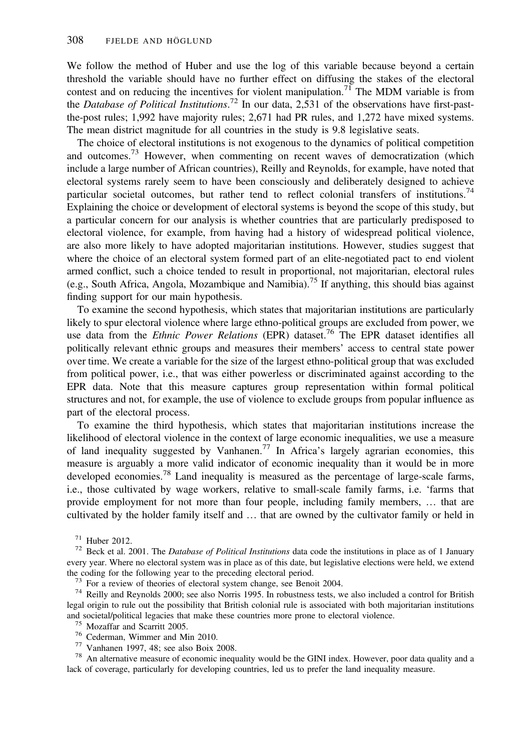We follow the method of Huber and use the log of this variable because beyond a certain threshold the variable should have no further effect on diffusing the stakes of the electoral contest and on reducing the incentives for violent manipulation.[71] The MDM variable is from the *Database of Political Institutions*.[72] In our data, 2,531 of the observations have first-past-the-post rules; 1,992 have majority rules; 2,671 had PR rules, and 1,272 have mixed systems. The mean district magnitude for all countries in the study is 9.8 legislative seats.

The choice of electoral institutions is not exogenous to the dynamics of political competition and outcomes.[73] However, when commenting on recent waves of democratization (which include a large number of African countries), Reilly and Reynolds, for example, have noted that electoral systems rarely seem to have been consciously and deliberately designed to achieve particular societal outcomes, but rather tend to reflect colonial transfers of institutions.[74] Explaining the choice or development of electoral systems is beyond the scope of this study, but a particular concern for our analysis is whether countries that are particularly predisposed to electoral violence, for example, from having had a history of widespread political violence, are also more likely to have adopted majoritarian institutions. However, studies suggest that where the choice of an electoral system formed part of an elite-negotiated pact to end violent armed conflict, such a choice tended to result in proportional, not majoritarian, electoral rules (e.g., South Africa, Angola, Mozambique and Namibia).[75] If anything, this should bias against finding support for our main hypothesis.

To examine the second hypothesis, which states that majoritarian institutions are particularly likely to spur electoral violence where large ethno-political groups are excluded from power, we use data from the *Ethnic Power Relations* (EPR) dataset.[76] The EPR dataset identifies all politically relevant ethnic groups and measures their members' access to central state power over time. We create a variable for the size of the largest ethno-political group that was excluded from political power, i.e., that was either powerless or discriminated against according to the EPR data. Note that this measure captures group representation within formal political structures and not, for example, the use of violence to exclude groups from popular influence as part of the electoral process.

To examine the third hypothesis, which states that majoritarian institutions increase the likelihood of electoral violence in the context of large economic inequalities, we use a measure of land inequality suggested by Vanhanen.[77] In Africa's largely agrarian economies, this measure is arguably a more valid indicator of economic inequality than it would be in more developed economies.[78] Land inequality is measured as the percentage of large-scale farms, i.e., those cultivated by wage workers, relative to small-scale family farms, i.e. 'farms that provide employment for not more than four people, including family members, … that are cultivated by the holder family itself and … that are owned by the cultivator family or held in

[71] Huber 2012.

[72] Beck et al. 2001. The *Database of Political Institutions* data code the institutions in place as of 1 January every year. Where no electoral system was in place as of this date, but legislative elections were held, we extend the coding for the following year to the preceding electoral period.

[73] For a review of theories of electoral system change, see Benoit 2004.

[74] Reilly and Reynolds 2000; see also Norris 1995. In robustness tests, we also included a control for British legal origin to rule out the possibility that British colonial rule is associated with both majoritarian institutions and societal/political legacies that make these countries more prone to electoral violence.

[75] Mozaffar and Scarritt 2005.

[76] Cederman, Wimmer and Min 2010.

[77] Vanhanen 1997, 48; see also Boix 2008.

[78] An alternative measure of economic inequality would be the GINI index. However, poor data quality and a lack of coverage, particularly for developing countries, led us to prefer the land inequality measure.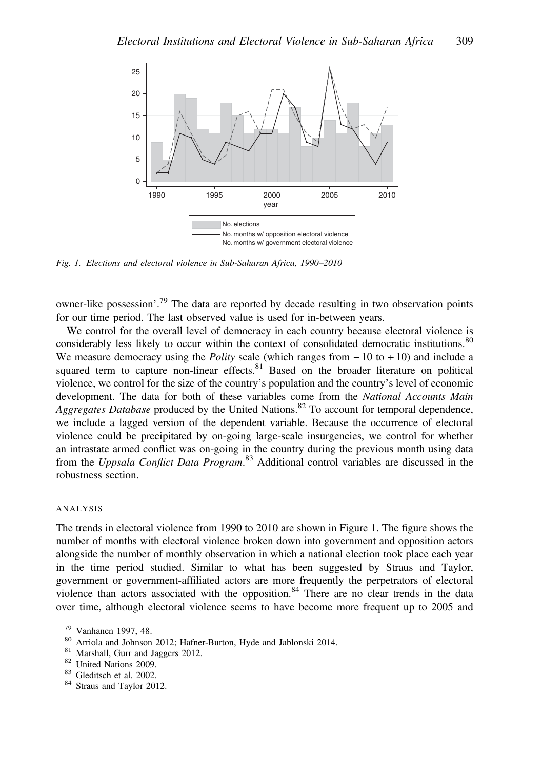Fig. 1. *Elections and electoral violence in Sub-Saharan Africa, 1990–2010*

owner-like possession'.[79] The data are reported by decade resulting in two observation points for our time period. The last observed value is used for in-between years.

We control for the overall level of democracy in each country because electoral violence is considerably less likely to occur within the context of consolidated democratic institutions.[80] We measure democracy using the *Polity* scale (which ranges from −10 to +10) and include a squared term to capture non-linear effects.[81] Based on the broader literature on political violence, we control for the size of the country's population and the country's level of economic development. The data for both of these variables come from the *National Accounts Main Aggregates Database* produced by the United Nations.[82] To account for temporal dependence, we include a lagged version of the dependent variable. Because the occurrence of electoral violence could be precipitated by on-going large-scale insurgencies, we control for whether an intrastate armed conflict was on-going in the country during the previous month using data from the *Uppsala Conflict Data Program*.[83] Additional control variables are discussed in the robustness section.

## ANALYSIS

The trends in electoral violence from 1990 to 2010 are shown in Figure 1. The figure shows the number of months with electoral violence broken down into government and opposition actors alongside the number of monthly observation in which a national election took place each year in the time period studied. Similar to what has been suggested by Straus and Taylor, government or government-affiliated actors are more frequently the perpetrators of electoral violence than actors associated with the opposition.[84] There are no clear trends in the data over time, although electoral violence seems to have become more frequent up to 2005 and

[79] Vanhanen 1997, 48.

[80] Arriola and Johnson 2012; Hafner-Burton, Hyde and Jablonski 2014.

[81] Marshall, Gurr and Jaggers 2012.

[82] United Nations 2009.

[83] Gleditsch et al. 2002.

[84] Straus and Taylor 2012.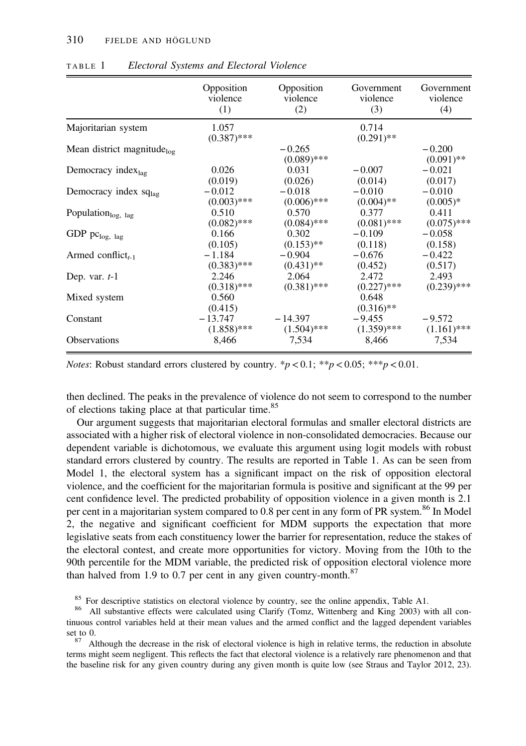TABLE 1 *Electoral Systems and Electoral Violence*

| | Opposition violence (1) | Opposition violence (2) | Government violence (3) | Government violence (4) |
|---|---|---|---|---|
| Majoritarian system | 1.057 | | 0.714 | |
| | (0.387)*** | | (0.291)** | |
| Mean district magnitude$_{log}$ | | −0.265 | | −0.200 |
| | | (0.089)*** | | (0.091)** |
| Democracy index$_{lag}$ | 0.026 | 0.031 | −0.007 | −0.021 |
| | (0.019) | (0.026) | (0.014) | (0.017) |
| Democracy index sq$_{lag}$ | −0.012 | −0.018 | −0.010 | −0.010 |
| | (0.003)*** | (0.006)*** | (0.004)** | (0.005)* |
| Population$_{log,\ lag}$ | 0.510 | 0.570 | 0.377 | 0.411 |
| | (0.082)*** | (0.084)*** | (0.081)*** | (0.075)*** |
| GDP pc$_{log,\ lag}$ | 0.166 | 0.302 | −0.109 | −0.058 |
| | (0.105) | (0.153)** | (0.118) | (0.158) |
| Armed conflict$_{t\text{-}1}$ | −1.184 | −0.904 | −0.676 | −0.422 |
| | (0.383)*** | (0.431)** | (0.452) | (0.517) |
| Dep. var. $t$-1 | 2.246 | 2.064 | 2.472 | 2.493 |
| | (0.318)*** | (0.381)*** | (0.227)*** | (0.239)*** |
| Mixed system | 0.560 | | 0.648 | |
| | (0.415) | | (0.316)** | |
| Constant | −13.747 | −14.397 | −9.455 | −9.572 |
| | (1.858)*** | (1.504)*** | (1.359)*** | (1.161)*** |
| Observations | 8,466 | 7,534 | 8,466 | 7,534 |

*Notes*: Robust standard errors clustered by country. *$p < 0.1$; **$p < 0.05$; ***$p < 0.01$.

then declined. The peaks in the prevalence of violence do not seem to correspond to the number of elections taking place at that particular time.[85]

Our argument suggests that majoritarian electoral formulas and smaller electoral districts are associated with a higher risk of electoral violence in non-consolidated democracies. Because our dependent variable is dichotomous, we evaluate this argument using logit models with robust standard errors clustered by country. The results are reported in Table 1. As can be seen from Model 1, the electoral system has a significant impact on the risk of opposition electoral violence, and the coefficient for the majoritarian formula is positive and significant at the 99 per cent confidence level. The predicted probability of opposition violence in a given month is 2.1 per cent in a majoritarian system compared to 0.8 per cent in any form of PR system.[86] In Model 2, the negative and significant coefficient for MDM supports the expectation that more legislative seats from each constituency lower the barrier for representation, reduce the stakes of the electoral contest, and create more opportunities for victory. Moving from the 10th to the 90th percentile for the MDM variable, the predicted risk of opposition electoral violence more than halved from 1.9 to 0.7 per cent in any given country-month.[87]

[85] For descriptive statistics on electoral violence by country, see the online appendix, Table A1.

[86] All substantive effects were calculated using Clarify (Tomz, Wittenberg and King 2003) with all continuous control variables held at their mean values and the armed conflict and the lagged dependent variables set to 0.

[87] Although the decrease in the risk of electoral violence is high in relative terms, the reduction in absolute terms might seem negligent. This reflects the fact that electoral violence is a relatively rare phenomenon and that the baseline risk for any given country during any given month is quite low (see Straus and Taylor 2012, 23).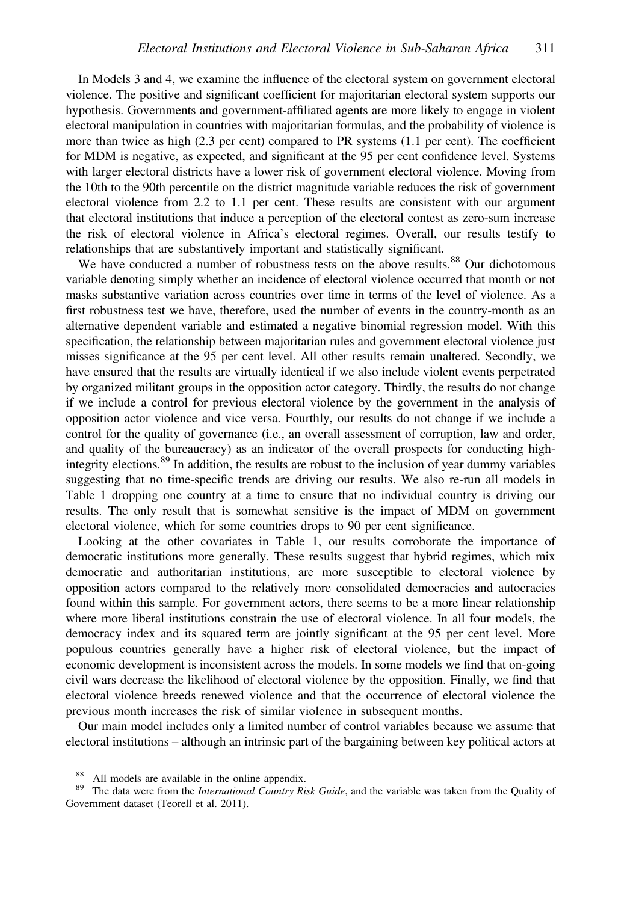In Models 3 and 4, we examine the influence of the electoral system on government electoral violence. The positive and significant coefficient for majoritarian electoral system supports our hypothesis. Governments and government-affiliated agents are more likely to engage in violent electoral manipulation in countries with majoritarian formulas, and the probability of violence is more than twice as high (2.3 per cent) compared to PR systems (1.1 per cent). The coefficient for MDM is negative, as expected, and significant at the 95 per cent confidence level. Systems with larger electoral districts have a lower risk of government electoral violence. Moving from the 10th to the 90th percentile on the district magnitude variable reduces the risk of government electoral violence from 2.2 to 1.1 per cent. These results are consistent with our argument that electoral institutions that induce a perception of the electoral contest as zero-sum increase the risk of electoral violence in Africa's electoral regimes. Overall, our results testify to relationships that are substantively important and statistically significant.

We have conducted a number of robustness tests on the above results.[88] Our dichotomous variable denoting simply whether an incidence of electoral violence occurred that month or not masks substantive variation across countries over time in terms of the level of violence. As a first robustness test we have, therefore, used the number of events in the country-month as an alternative dependent variable and estimated a negative binomial regression model. With this specification, the relationship between majoritarian rules and government electoral violence just misses significance at the 95 per cent level. All other results remain unaltered. Secondly, we have ensured that the results are virtually identical if we also include violent events perpetrated by organized militant groups in the opposition actor category. Thirdly, the results do not change if we include a control for previous electoral violence by the government in the analysis of opposition actor violence and vice versa. Fourthly, our results do not change if we include a control for the quality of governance (i.e., an overall assessment of corruption, law and order, and quality of the bureaucracy) as an indicator of the overall prospects for conducting high-integrity elections.[89] In addition, the results are robust to the inclusion of year dummy variables suggesting that no time-specific trends are driving our results. We also re-run all models in Table 1 dropping one country at a time to ensure that no individual country is driving our results. The only result that is somewhat sensitive is the impact of MDM on government electoral violence, which for some countries drops to 90 per cent significance.

Looking at the other covariates in Table 1, our results corroborate the importance of democratic institutions more generally. These results suggest that hybrid regimes, which mix democratic and authoritarian institutions, are more susceptible to electoral violence by opposition actors compared to the relatively more consolidated democracies and autocracies found within this sample. For government actors, there seems to be a more linear relationship where more liberal institutions constrain the use of electoral violence. In all four models, the democracy index and its squared term are jointly significant at the 95 per cent level. More populous countries generally have a higher risk of electoral violence, but the impact of economic development is inconsistent across the models. In some models we find that on-going civil wars decrease the likelihood of electoral violence by the opposition. Finally, we find that electoral violence breeds renewed violence and that the occurrence of electoral violence the previous month increases the risk of similar violence in subsequent months.

Our main model includes only a limited number of control variables because we assume that electoral institutions – although an intrinsic part of the bargaining between key political actors at

[88] All models are available in the online appendix.

[89] The data were from the *International Country Risk Guide*, and the variable was taken from the Quality of Government dataset (Teorell et al. 2011).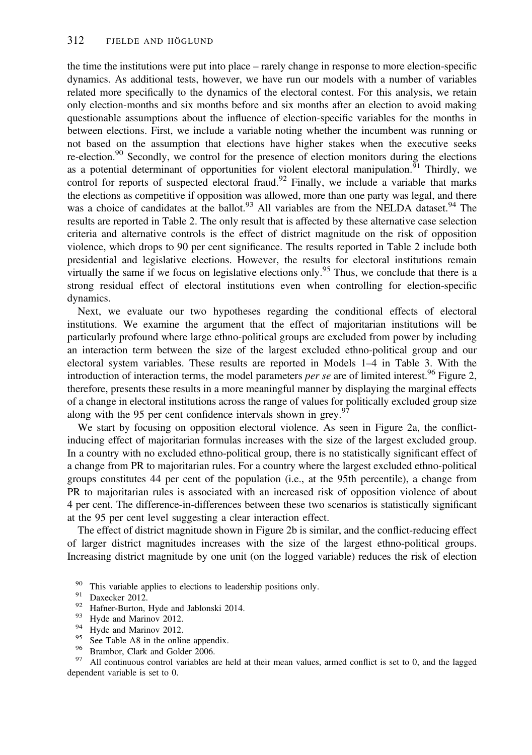the time the institutions were put into place – rarely change in response to more election-specific dynamics. As additional tests, however, we have run our models with a number of variables related more specifically to the dynamics of the electoral contest. For this analysis, we retain only election-months and six months before and six months after an election to avoid making questionable assumptions about the influence of election-specific variables for the months in between elections. First, we include a variable noting whether the incumbent was running or not based on the assumption that elections have higher stakes when the executive seeks re-election.[90] Secondly, we control for the presence of election monitors during the elections as a potential determinant of opportunities for violent electoral manipulation.[91] Thirdly, we control for reports of suspected electoral fraud.[92] Finally, we include a variable that marks the elections as competitive if opposition was allowed, more than one party was legal, and there was a choice of candidates at the ballot.[93] All variables are from the NELDA dataset.[94] The results are reported in Table 2. The only result that is affected by these alternative case selection criteria and alternative controls is the effect of district magnitude on the risk of opposition violence, which drops to 90 per cent significance. The results reported in Table 2 include both presidential and legislative elections. However, the results for electoral institutions remain virtually the same if we focus on legislative elections only.[95] Thus, we conclude that there is a strong residual effect of electoral institutions even when controlling for election-specific dynamics.

Next, we evaluate our two hypotheses regarding the conditional effects of electoral institutions. We examine the argument that the effect of majoritarian institutions will be particularly profound where large ethno-political groups are excluded from power by including an interaction term between the size of the largest excluded ethno-political group and our electoral system variables. These results are reported in Models 1–4 in Table 3. With the introduction of interaction terms, the model parameters *per se* are of limited interest.[96] Figure 2, therefore, presents these results in a more meaningful manner by displaying the marginal effects of a change in electoral institutions across the range of values for politically excluded group size along with the 95 per cent confidence intervals shown in grey.[97]

We start by focusing on opposition electoral violence. As seen in Figure 2a, the conflict-inducing effect of majoritarian formulas increases with the size of the largest excluded group. In a country with no excluded ethno-political group, there is no statistically significant effect of a change from PR to majoritarian rules. For a country where the largest excluded ethno-political groups constitutes 44 per cent of the population (i.e., at the 95th percentile), a change from PR to majoritarian rules is associated with an increased risk of opposition violence of about 4 per cent. The difference-in-differences between these two scenarios is statistically significant at the 95 per cent level suggesting a clear interaction effect.

The effect of district magnitude shown in Figure 2b is similar, and the conflict-reducing effect of larger district magnitudes increases with the size of the largest ethno-political groups. Increasing district magnitude by one unit (on the logged variable) reduces the risk of election

[90] This variable applies to elections to leadership positions only.

[91] Daxecker 2012.

[92] Hafner-Burton, Hyde and Jablonski 2014.

[93] Hyde and Marinov 2012.

[94] Hyde and Marinov 2012.

[95] See Table A8 in the online appendix.

[96] Brambor, Clark and Golder 2006.

[97] All continuous control variables are held at their mean values, armed conflict is set to 0, and the lagged dependent variable is set to 0.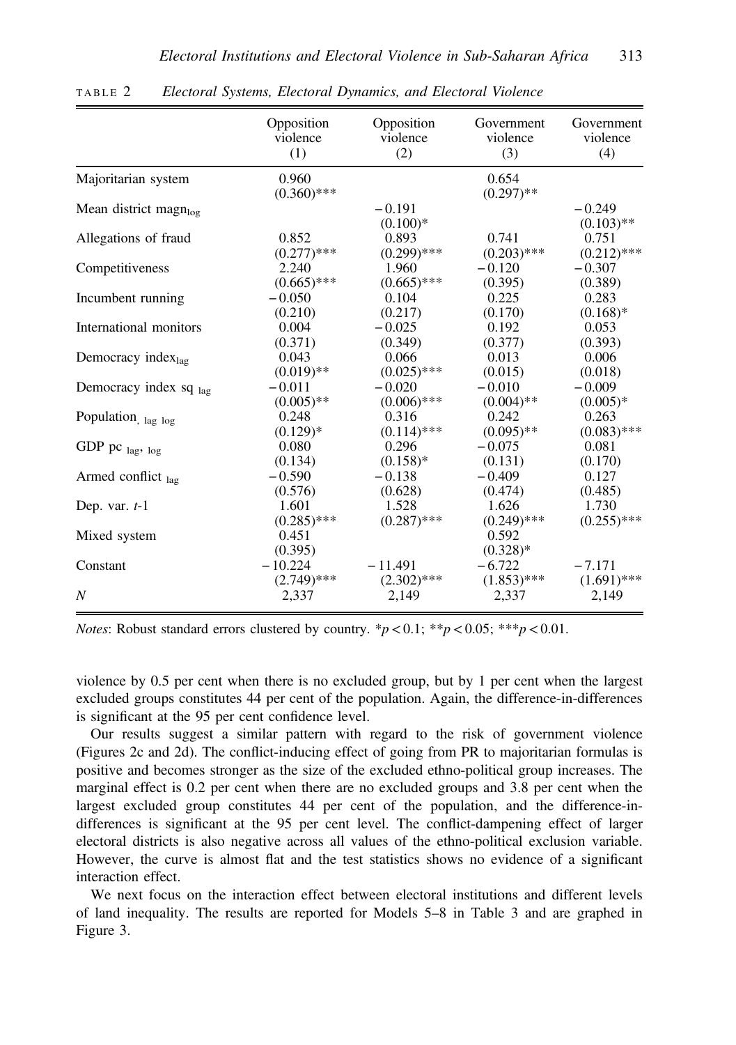TABLE 2 *Electoral Systems, Electoral Dynamics, and Electoral Violence*

| | Opposition violence (1) | Opposition violence (2) | Government violence (3) | Government violence (4) |
|---|---|---|---|---|
| Majoritarian system | 0.960 | | 0.654 | |
| | (0.360)*** | | (0.297)** | |
| Mean district magn$_{log}$ | | −0.191 | | −0.249 |
| | | (0.100)* | | (0.103)** |
| Allegations of fraud | 0.852 | 0.893 | 0.741 | 0.751 |
| | (0.277)*** | (0.299)*** | (0.203)*** | (0.212)*** |
| Competitiveness | 2.240 | 1.960 | −0.120 | −0.307 |
| | (0.665)*** | (0.665)*** | (0.395) | (0.389) |
| Incumbent running | −0.050 | 0.104 | 0.225 | 0.283 |
| | (0.210) | (0.217) | (0.170) | (0.168)* |
| International monitors | 0.004 | −0.025 | 0.192 | 0.053 |
| | (0.371) | (0.349) | (0.377) | (0.393) |
| Democracy index$_{lag}$ | 0.043 | 0.066 | 0.013 | 0.006 |
| | (0.019)** | (0.025)*** | (0.015) | (0.018) |
| Democracy index sq $_{lag}$ | −0.011 | −0.020 | −0.010 | −0.009 |
| | (0.005)** | (0.006)*** | (0.004)** | (0.005)* |
| Population$_{, lag log}$ | 0.248 | 0.316 | 0.242 | 0.263 |
| | (0.129)* | (0.114)*** | (0.095)** | (0.083)*** |
| GDP pc $_{lag, log}$ | 0.080 | 0.296 | −0.075 | 0.081 |
| | (0.134) | (0.158)* | (0.131) | (0.170) |
| Armed conflict $_{lag}$ | −0.590 | −0.138 | −0.409 | 0.127 |
| | (0.576) | (0.628) | (0.474) | (0.485) |
| Dep. var. *t*-1 | 1.601 | 1.528 | 1.626 | 1.730 |
| | (0.285)*** | (0.287)*** | (0.249)*** | (0.255)*** |
| Mixed system | 0.451 | | 0.592 | |
| | (0.395) | | (0.328)* | |
| Constant | −10.224 | −11.491 | −6.722 | −7.171 |
| | (2.749)*** | (2.302)*** | (1.853)*** | (1.691)*** |
| *N* | 2,337 | 2,149 | 2,337 | 2,149 |

*Notes*: Robust standard errors clustered by country. *$p < 0.1$; **$p < 0.05$; ***$p < 0.01$.

violence by 0.5 per cent when there is no excluded group, but by 1 per cent when the largest excluded groups constitutes 44 per cent of the population. Again, the difference-in-differences is significant at the 95 per cent confidence level.

Our results suggest a similar pattern with regard to the risk of government violence (Figures 2c and 2d). The conflict-inducing effect of going from PR to majoritarian formulas is positive and becomes stronger as the size of the excluded ethno-political group increases. The marginal effect is 0.2 per cent when there are no excluded groups and 3.8 per cent when the largest excluded group constitutes 44 per cent of the population, and the difference-in-differences is significant at the 95 per cent level. The conflict-dampening effect of larger electoral districts is also negative across all values of the ethno-political exclusion variable. However, the curve is almost flat and the test statistics shows no evidence of a significant interaction effect.

We next focus on the interaction effect between electoral institutions and different levels of land inequality. The results are reported for Models 5–8 in Table 3 and are graphed in Figure 3.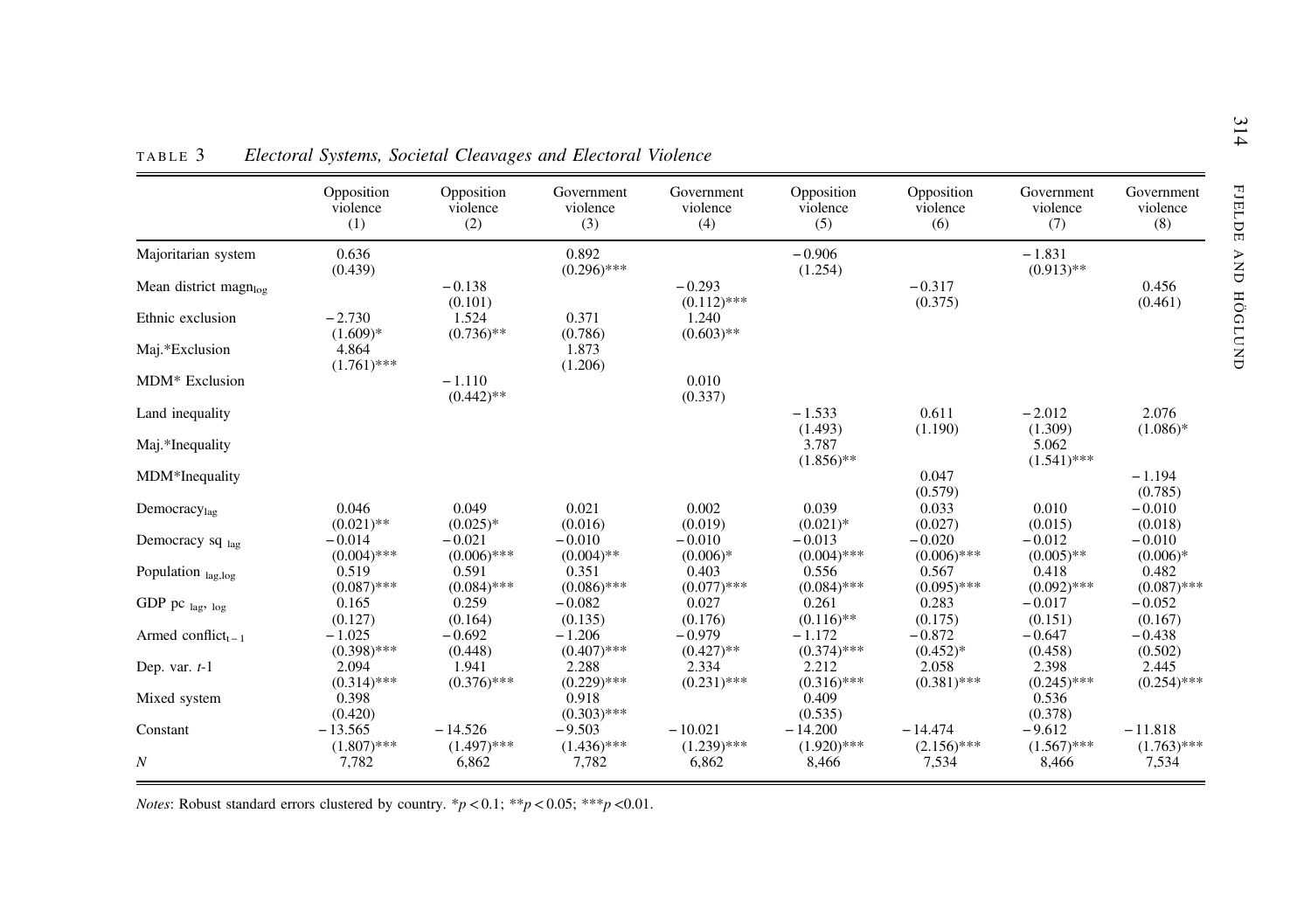TABLE 3 *Electoral Systems, Societal Cleavages and Electoral Violence*

| | Opposition violence (1) | Opposition violence (2) | Government violence (3) | Government violence (4) | Opposition violence (5) | Opposition violence (6) | Government violence (7) | Government violence (8) |
|---|---|---|---|---|---|---|---|---|
| Majoritarian system | 0.636 (0.439) | | 0.892 (0.296)*** | | −0.906 (1.254) | | −1.831 (0.913)** | |
| Mean district $magn_{log}$ | | −0.138 (0.101) | | −0.293 (0.112)*** | | −0.317 (0.375) | | 0.456 (0.461) |
| Ethnic exclusion | −2.730 (1.609)* | 1.524 (0.736)** | 0.371 (0.786) | 1.240 (0.603)** | | | | |
| Maj.*Exclusion | 4.864 (1.761)*** | | 1.873 (1.206) | | | | | |
| MDM* Exclusion | | −1.110 (0.442)** | | 0.010 (0.337) | | | | |
| Land inequality | | | | | −1.533 (1.493) | 0.611 (1.190) | −2.012 (1.309) | 2.076 (1.086)* |
| Maj.*Inequality | | | | | 3.787 (1.856)** | | 5.062 (1.541)*** | |
| MDM*Inequality | | | | | | 0.047 (0.579) | | −1.194 (0.785) |
| $Democracy_{lag}$ | 0.046 (0.021)** | 0.049 (0.025)* | 0.021 (0.016) | 0.002 (0.019) | 0.039 (0.021)* | 0.033 (0.027) | 0.010 (0.015) | −0.010 (0.018) |
| Democracy sq $_{lag}$ | −0.014 (0.004)*** | −0.021 (0.006)*** | −0.010 (0.004)** | −0.010 (0.006)* | −0.013 (0.004)*** | −0.020 (0.006)*** | −0.012 (0.005)** | −0.010 (0.006)* |
| Population $_{lag,log}$ | 0.519 (0.087)*** | 0.591 (0.084)*** | 0.351 (0.086)*** | 0.403 (0.077)*** | 0.556 (0.084)*** | 0.567 (0.095)*** | 0.418 (0.092)*** | 0.482 (0.087)*** |
| GDP pc $_{lag,\ log}$ | 0.165 (0.127) | 0.259 (0.164) | −0.082 (0.135) | 0.027 (0.176) | 0.261 (0.116)** | 0.283 (0.175) | −0.017 (0.151) | −0.052 (0.167) |
| Armed $conflict_{t-1}$ | −1.025 (0.398)*** | −0.692 (0.448) | −1.206 (0.407)*** | −0.979 (0.427)** | −1.172 (0.374)*** | −0.872 (0.452)* | −0.647 (0.458) | −0.438 (0.502) |
| Dep. var. *t*-1 | 2.094 (0.314)*** | 1.941 (0.376)*** | 2.288 (0.229)*** | 2.334 (0.231)*** | 2.212 (0.316)*** | 2.058 (0.381)*** | 2.398 (0.245)*** | 2.445 (0.254)*** |
| Mixed system | 0.398 (0.420) | | 0.918 (0.303)*** | | 0.409 (0.535) | | 0.536 (0.378) | |
| Constant | −13.565 (1.807)*** | −14.526 (1.497)*** | −9.503 (1.436)*** | −10.021 (1.239)*** | −14.200 (1.920)*** | −14.474 (2.156)*** | −9.612 (1.567)*** | −11.818 (1.763)*** |
| *N* | 7,782 | 6,862 | 7,782 | 6,862 | 8,466 | 7,534 | 8,466 | 7,534 |

*Notes*: Robust standard errors clustered by country. *$p < 0.1$; **$p < 0.05$; ***$p < 0.01$.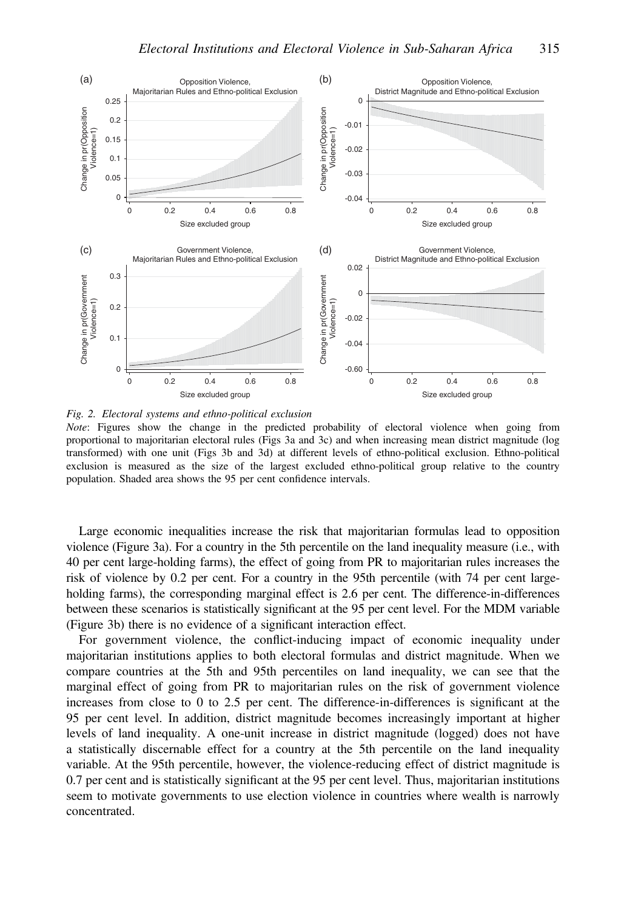*Fig. 2. Electoral systems and ethno-political exclusion*

*Note*: Figures show the change in the predicted probability of electoral violence when going from proportional to majoritarian electoral rules (Figs 3a and 3c) and when increasing mean district magnitude (log transformed) with one unit (Figs 3b and 3d) at different levels of ethno-political exclusion. Ethno-political exclusion is measured as the size of the largest excluded ethno-political group relative to the country population. Shaded area shows the 95 per cent confidence intervals.

Large economic inequalities increase the risk that majoritarian formulas lead to opposition violence (Figure 3a). For a country in the 5th percentile on the land inequality measure (i.e., with 40 per cent large-holding farms), the effect of going from PR to majoritarian rules increases the risk of violence by 0.2 per cent. For a country in the 95th percentile (with 74 per cent large-holding farms), the corresponding marginal effect is 2.6 per cent. The difference-in-differences between these scenarios is statistically significant at the 95 per cent level. For the MDM variable (Figure 3b) there is no evidence of a significant interaction effect.

For government violence, the conflict-inducing impact of economic inequality under majoritarian institutions applies to both electoral formulas and district magnitude. When we compare countries at the 5th and 95th percentiles on land inequality, we can see that the marginal effect of going from PR to majoritarian rules on the risk of government violence increases from close to 0 to 2.5 per cent. The difference-in-differences is significant at the 95 per cent level. In addition, district magnitude becomes increasingly important at higher levels of land inequality. A one-unit increase in district magnitude (logged) does not have a statistically discernable effect for a country at the 5th percentile on the land inequality variable. At the 95th percentile, however, the violence-reducing effect of district magnitude is 0.7 per cent and is statistically significant at the 95 per cent level. Thus, majoritarian institutions seem to motivate governments to use election violence in countries where wealth is narrowly concentrated.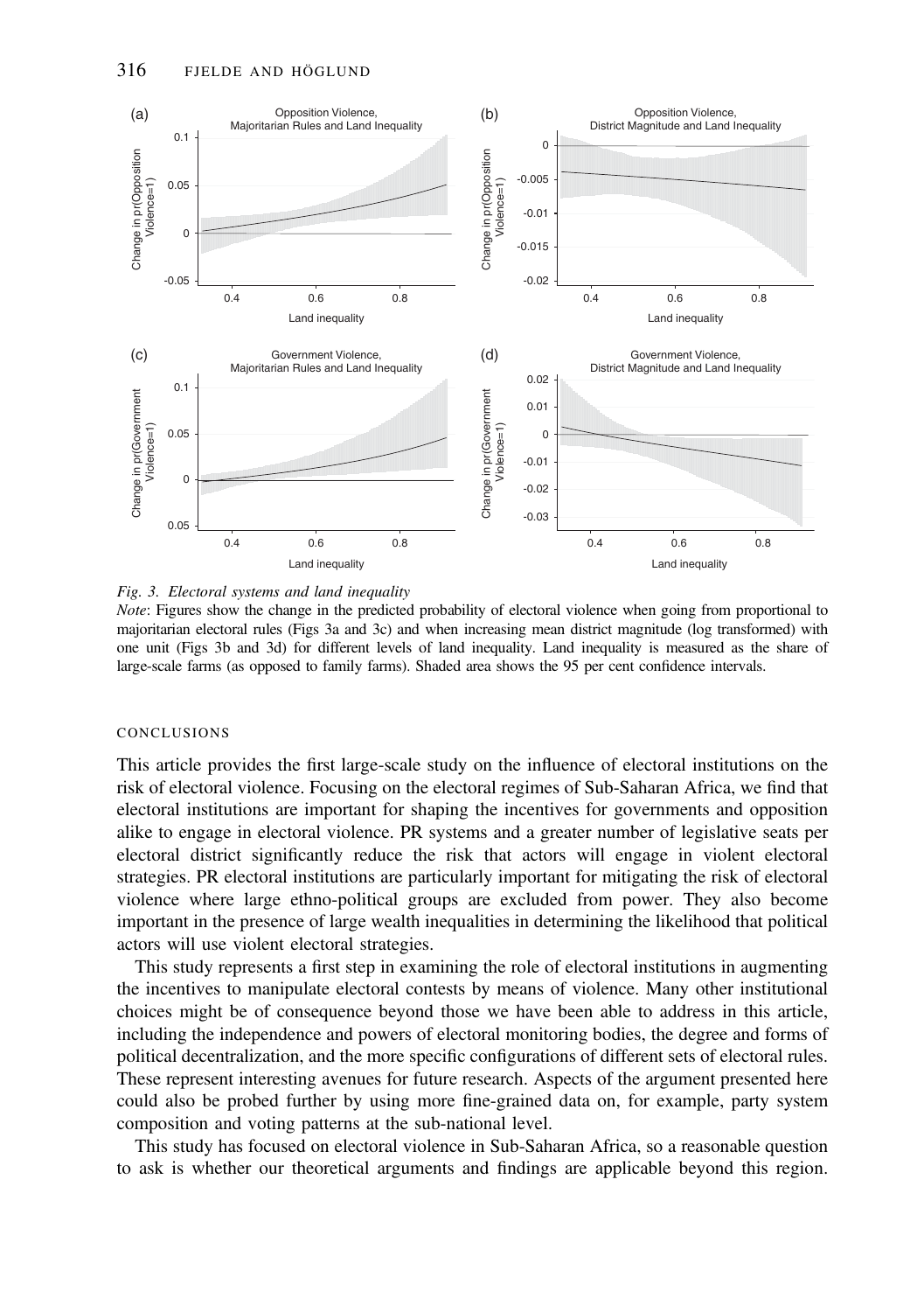*Fig. 3. Electoral systems and land inequality*

*Note*: Figures show the change in the predicted probability of electoral violence when going from proportional to majoritarian electoral rules (Figs 3a and 3c) and when increasing mean district magnitude (log transformed) with one unit (Figs 3b and 3d) for different levels of land inequality. Land inequality is measured as the share of large-scale farms (as opposed to family farms). Shaded area shows the 95 per cent confidence intervals.

## CONCLUSIONS

This article provides the first large-scale study on the influence of electoral institutions on the risk of electoral violence. Focusing on the electoral regimes of Sub-Saharan Africa, we find that electoral institutions are important for shaping the incentives for governments and opposition alike to engage in electoral violence. PR systems and a greater number of legislative seats per electoral district significantly reduce the risk that actors will engage in violent electoral strategies. PR electoral institutions are particularly important for mitigating the risk of electoral violence where large ethno-political groups are excluded from power. They also become important in the presence of large wealth inequalities in determining the likelihood that political actors will use violent electoral strategies.

This study represents a first step in examining the role of electoral institutions in augmenting the incentives to manipulate electoral contests by means of violence. Many other institutional choices might be of consequence beyond those we have been able to address in this article, including the independence and powers of electoral monitoring bodies, the degree and forms of political decentralization, and the more specific configurations of different sets of electoral rules. These represent interesting avenues for future research. Aspects of the argument presented here could also be probed further by using more fine-grained data on, for example, party system composition and voting patterns at the sub-national level.

This study has focused on electoral violence in Sub-Saharan Africa, so a reasonable question to ask is whether our theoretical arguments and findings are applicable beyond this region.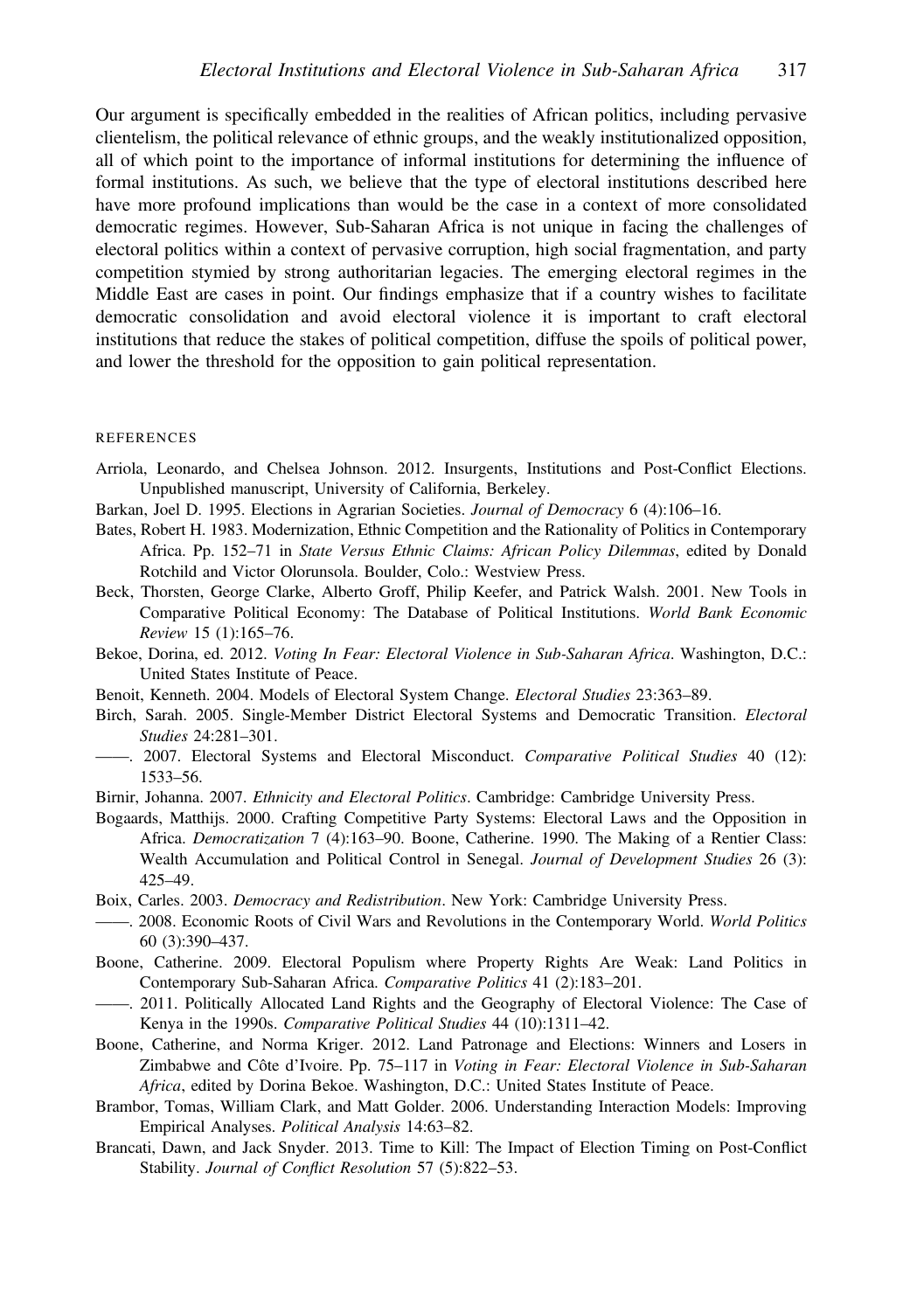Our argument is specifically embedded in the realities of African politics, including pervasive clientelism, the political relevance of ethnic groups, and the weakly institutionalized opposition, all of which point to the importance of informal institutions for determining the influence of formal institutions. As such, we believe that the type of electoral institutions described here have more profound implications than would be the case in a context of more consolidated democratic regimes. However, Sub-Saharan Africa is not unique in facing the challenges of electoral politics within a context of pervasive corruption, high social fragmentation, and party competition stymied by strong authoritarian legacies. The emerging electoral regimes in the Middle East are cases in point. Our findings emphasize that if a country wishes to facilitate democratic consolidation and avoid electoral violence it is important to craft electoral institutions that reduce the stakes of political competition, diffuse the spoils of political power, and lower the threshold for the opposition to gain political representation.

## REFERENCES

Arriola, Leonardo, and Chelsea Johnson. 2012. Insurgents, Institutions and Post-Conflict Elections. Unpublished manuscript, University of California, Berkeley.

Barkan, Joel D. 1995. Elections in Agrarian Societies. *Journal of Democracy* 6 (4):106–16.

Bates, Robert H. 1983. Modernization, Ethnic Competition and the Rationality of Politics in Contemporary Africa. Pp. 152–71 in *State Versus Ethnic Claims: African Policy Dilemmas*, edited by Donald Rotchild and Victor Olorunsola. Boulder, Colo.: Westview Press.

Beck, Thorsten, George Clarke, Alberto Groff, Philip Keefer, and Patrick Walsh. 2001. New Tools in Comparative Political Economy: The Database of Political Institutions. *World Bank Economic Review* 15 (1):165–76.

Bekoe, Dorina, ed. 2012. *Voting In Fear: Electoral Violence in Sub-Saharan Africa*. Washington, D.C.: United States Institute of Peace.

Benoit, Kenneth. 2004. Models of Electoral System Change. *Electoral Studies* 23:363–89.

Birch, Sarah. 2005. Single-Member District Electoral Systems and Democratic Transition. *Electoral Studies* 24:281–301.

——. 2007. Electoral Systems and Electoral Misconduct. *Comparative Political Studies* 40 (12): 1533–56.

Birnir, Johanna. 2007. *Ethnicity and Electoral Politics*. Cambridge: Cambridge University Press.

Bogaards, Matthijs. 2000. Crafting Competitive Party Systems: Electoral Laws and the Opposition in Africa. *Democratization* 7 (4):163–90. Boone, Catherine. 1990. The Making of a Rentier Class: Wealth Accumulation and Political Control in Senegal. *Journal of Development Studies* 26 (3): 425–49.

Boix, Carles. 2003. *Democracy and Redistribution*. New York: Cambridge University Press.

——. 2008. Economic Roots of Civil Wars and Revolutions in the Contemporary World. *World Politics* 60 (3):390–437.

Boone, Catherine. 2009. Electoral Populism where Property Rights Are Weak: Land Politics in Contemporary Sub-Saharan Africa. *Comparative Politics* 41 (2):183–201.

——. 2011. Politically Allocated Land Rights and the Geography of Electoral Violence: The Case of Kenya in the 1990s. *Comparative Political Studies* 44 (10):1311–42.

Boone, Catherine, and Norma Kriger. 2012. Land Patronage and Elections: Winners and Losers in Zimbabwe and Côte d'Ivoire. Pp. 75–117 in *Voting in Fear: Electoral Violence in Sub-Saharan Africa*, edited by Dorina Bekoe. Washington, D.C.: United States Institute of Peace.

Brambor, Tomas, William Clark, and Matt Golder. 2006. Understanding Interaction Models: Improving Empirical Analyses. *Political Analysis* 14:63–82.

Brancati, Dawn, and Jack Snyder. 2013. Time to Kill: The Impact of Election Timing on Post-Conflict Stability. *Journal of Conflict Resolution* 57 (5):822–53.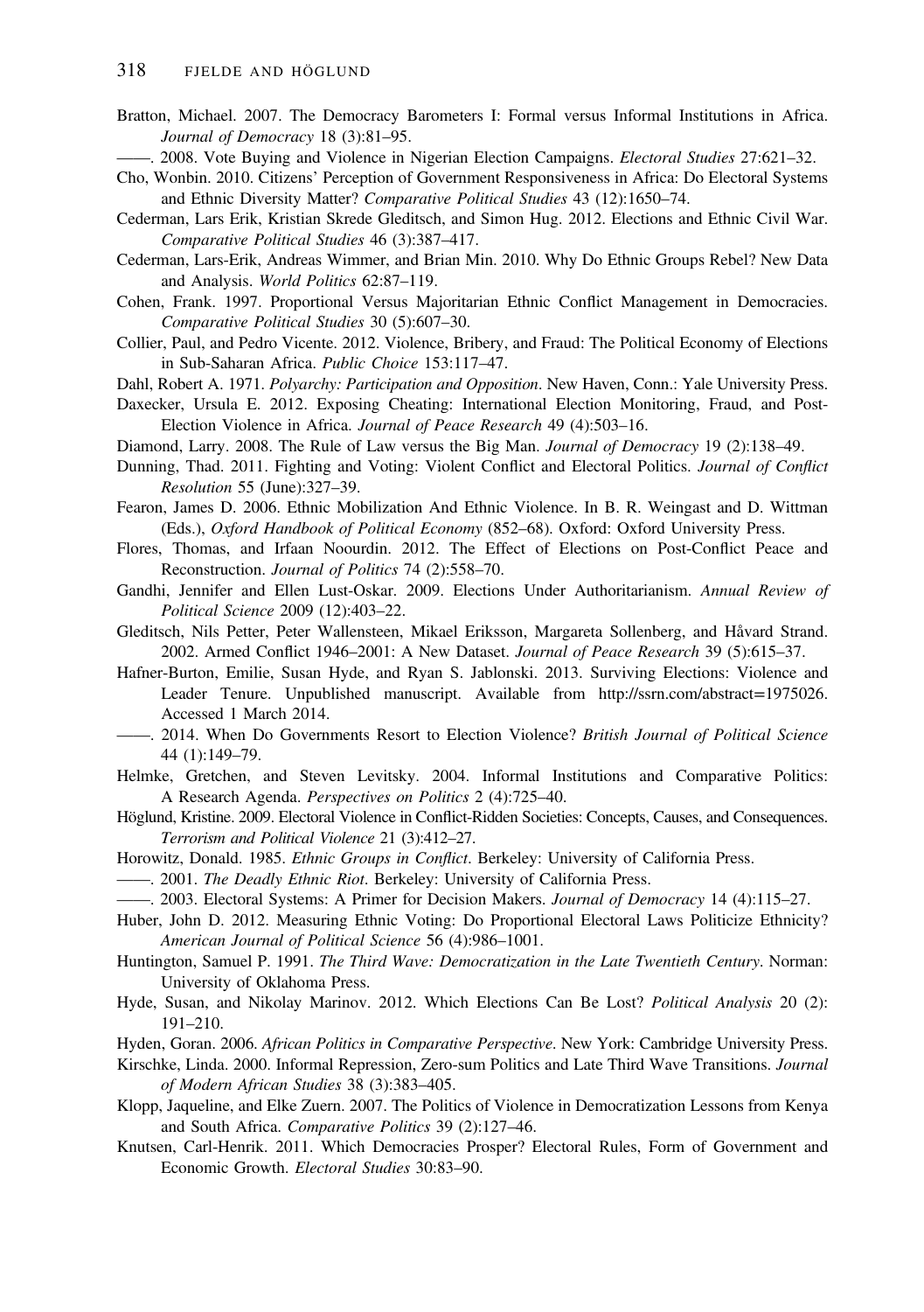Bratton, Michael. 2007. The Democracy Barometers I: Formal versus Informal Institutions in Africa. *Journal of Democracy* 18 (3):81–95.

——. 2008. Vote Buying and Violence in Nigerian Election Campaigns. *Electoral Studies* 27:621–32.

Cho, Wonbin. 2010. Citizens' Perception of Government Responsiveness in Africa: Do Electoral Systems and Ethnic Diversity Matter? *Comparative Political Studies* 43 (12):1650–74.

Cederman, Lars Erik, Kristian Skrede Gleditsch, and Simon Hug. 2012. Elections and Ethnic Civil War. *Comparative Political Studies* 46 (3):387–417.

Cederman, Lars-Erik, Andreas Wimmer, and Brian Min. 2010. Why Do Ethnic Groups Rebel? New Data and Analysis. *World Politics* 62:87–119.

Cohen, Frank. 1997. Proportional Versus Majoritarian Ethnic Conflict Management in Democracies. *Comparative Political Studies* 30 (5):607–30.

Collier, Paul, and Pedro Vicente. 2012. Violence, Bribery, and Fraud: The Political Economy of Elections in Sub-Saharan Africa. *Public Choice* 153:117–47.

Dahl, Robert A. 1971. *Polyarchy: Participation and Opposition*. New Haven, Conn.: Yale University Press.

Daxecker, Ursula E. 2012. Exposing Cheating: International Election Monitoring, Fraud, and Post-Election Violence in Africa. *Journal of Peace Research* 49 (4):503–16.

Diamond, Larry. 2008. The Rule of Law versus the Big Man. *Journal of Democracy* 19 (2):138–49.

Dunning, Thad. 2011. Fighting and Voting: Violent Conflict and Electoral Politics. *Journal of Conflict Resolution* 55 (June):327–39.

Fearon, James D. 2006. Ethnic Mobilization And Ethnic Violence. In B. R. Weingast and D. Wittman (Eds.), *Oxford Handbook of Political Economy* (852–68). Oxford: Oxford University Press.

Flores, Thomas, and Irfaan Noourdin. 2012. The Effect of Elections on Post-Conflict Peace and Reconstruction. *Journal of Politics* 74 (2):558–70.

Gandhi, Jennifer and Ellen Lust-Oskar. 2009. Elections Under Authoritarianism. *Annual Review of Political Science* 2009 (12):403–22.

Gleditsch, Nils Petter, Peter Wallensteen, Mikael Eriksson, Margareta Sollenberg, and Håvard Strand. 2002. Armed Conflict 1946–2001: A New Dataset. *Journal of Peace Research* 39 (5):615–37.

Hafner-Burton, Emilie, Susan Hyde, and Ryan S. Jablonski. 2013. Surviving Elections: Violence and Leader Tenure. Unpublished manuscript. Available from http://ssrn.com/abstract=1975026. Accessed 1 March 2014.

——. 2014. When Do Governments Resort to Election Violence? *British Journal of Political Science* 44 (1):149–79.

Helmke, Gretchen, and Steven Levitsky. 2004. Informal Institutions and Comparative Politics: A Research Agenda. *Perspectives on Politics* 2 (4):725–40.

Höglund, Kristine. 2009. Electoral Violence in Conflict-Ridden Societies: Concepts, Causes, and Consequences. *Terrorism and Political Violence* 21 (3):412–27.

Horowitz, Donald. 1985. *Ethnic Groups in Conflict*. Berkeley: University of California Press.

——. 2001. *The Deadly Ethnic Riot*. Berkeley: University of California Press.

——. 2003. Electoral Systems: A Primer for Decision Makers. *Journal of Democracy* 14 (4):115–27.

Huber, John D. 2012. Measuring Ethnic Voting: Do Proportional Electoral Laws Politicize Ethnicity? *American Journal of Political Science* 56 (4):986–1001.

Huntington, Samuel P. 1991. *The Third Wave: Democratization in the Late Twentieth Century*. Norman: University of Oklahoma Press.

Hyde, Susan, and Nikolay Marinov. 2012. Which Elections Can Be Lost? *Political Analysis* 20 (2): 191–210.

Hyden, Goran. 2006. *African Politics in Comparative Perspective*. New York: Cambridge University Press.

Kirschke, Linda. 2000. Informal Repression, Zero-sum Politics and Late Third Wave Transitions. *Journal of Modern African Studies* 38 (3):383–405.

Klopp, Jaqueline, and Elke Zuern. 2007. The Politics of Violence in Democratization Lessons from Kenya and South Africa. *Comparative Politics* 39 (2):127–46.

Knutsen, Carl-Henrik. 2011. Which Democracies Prosper? Electoral Rules, Form of Government and Economic Growth. *Electoral Studies* 30:83–90.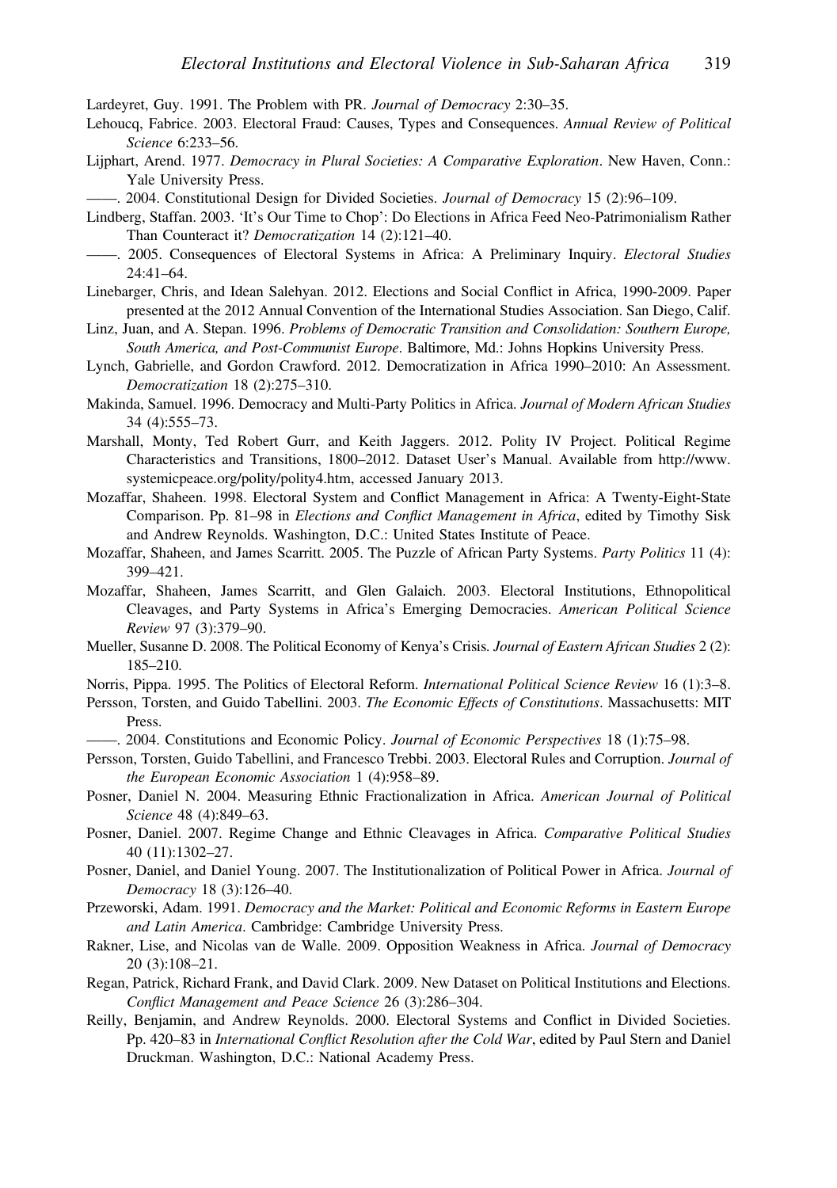Lardeyret, Guy. 1991. The Problem with PR. *Journal of Democracy* 2:30–35.

Lehoucq, Fabrice. 2003. Electoral Fraud: Causes, Types and Consequences. *Annual Review of Political Science* 6:233–56.

Lijphart, Arend. 1977. *Democracy in Plural Societies: A Comparative Exploration*. New Haven, Conn.: Yale University Press.

——. 2004. Constitutional Design for Divided Societies. *Journal of Democracy* 15 (2):96–109.

Lindberg, Staffan. 2003. 'It's Our Time to Chop': Do Elections in Africa Feed Neo-Patrimonialism Rather Than Counteract it? *Democratization* 14 (2):121–40.

——. 2005. Consequences of Electoral Systems in Africa: A Preliminary Inquiry. *Electoral Studies* 24:41–64.

Linebarger, Chris, and Idean Salehyan. 2012. Elections and Social Conflict in Africa, 1990-2009. Paper presented at the 2012 Annual Convention of the International Studies Association. San Diego, Calif.

Linz, Juan, and A. Stepan. 1996. *Problems of Democratic Transition and Consolidation: Southern Europe, South America, and Post-Communist Europe*. Baltimore, Md.: Johns Hopkins University Press.

Lynch, Gabrielle, and Gordon Crawford. 2012. Democratization in Africa 1990–2010: An Assessment. *Democratization* 18 (2):275–310.

Makinda, Samuel. 1996. Democracy and Multi-Party Politics in Africa. *Journal of Modern African Studies* 34 (4):555–73.

Marshall, Monty, Ted Robert Gurr, and Keith Jaggers. 2012. Polity IV Project. Political Regime Characteristics and Transitions, 1800–2012. Dataset User's Manual. Available from http://www.systemicpeace.org/polity/polity4.htm, accessed January 2013.

Mozaffar, Shaheen. 1998. Electoral System and Conflict Management in Africa: A Twenty-Eight-State Comparison. Pp. 81–98 in *Elections and Conflict Management in Africa*, edited by Timothy Sisk and Andrew Reynolds. Washington, D.C.: United States Institute of Peace.

Mozaffar, Shaheen, and James Scarritt. 2005. The Puzzle of African Party Systems. *Party Politics* 11 (4): 399–421.

Mozaffar, Shaheen, James Scarritt, and Glen Galaich. 2003. Electoral Institutions, Ethnopolitical Cleavages, and Party Systems in Africa's Emerging Democracies. *American Political Science Review* 97 (3):379–90.

Mueller, Susanne D. 2008. The Political Economy of Kenya's Crisis. *Journal of Eastern African Studies* 2 (2): 185–210.

Norris, Pippa. 1995. The Politics of Electoral Reform. *International Political Science Review* 16 (1):3–8.

Persson, Torsten, and Guido Tabellini. 2003. *The Economic Effects of Constitutions*. Massachusetts: MIT Press.

——. 2004. Constitutions and Economic Policy. *Journal of Economic Perspectives* 18 (1):75–98.

Persson, Torsten, Guido Tabellini, and Francesco Trebbi. 2003. Electoral Rules and Corruption. *Journal of the European Economic Association* 1 (4):958–89.

Posner, Daniel N. 2004. Measuring Ethnic Fractionalization in Africa. *American Journal of Political Science* 48 (4):849–63.

Posner, Daniel. 2007. Regime Change and Ethnic Cleavages in Africa. *Comparative Political Studies* 40 (11):1302–27.

Posner, Daniel, and Daniel Young. 2007. The Institutionalization of Political Power in Africa. *Journal of Democracy* 18 (3):126–40.

Przeworski, Adam. 1991. *Democracy and the Market: Political and Economic Reforms in Eastern Europe and Latin America*. Cambridge: Cambridge University Press.

Rakner, Lise, and Nicolas van de Walle. 2009. Opposition Weakness in Africa. *Journal of Democracy* 20 (3):108–21.

Regan, Patrick, Richard Frank, and David Clark. 2009. New Dataset on Political Institutions and Elections. *Conflict Management and Peace Science* 26 (3):286–304.

Reilly, Benjamin, and Andrew Reynolds. 2000. Electoral Systems and Conflict in Divided Societies. Pp. 420–83 in *International Conflict Resolution after the Cold War*, edited by Paul Stern and Daniel Druckman. Washington, D.C.: National Academy Press.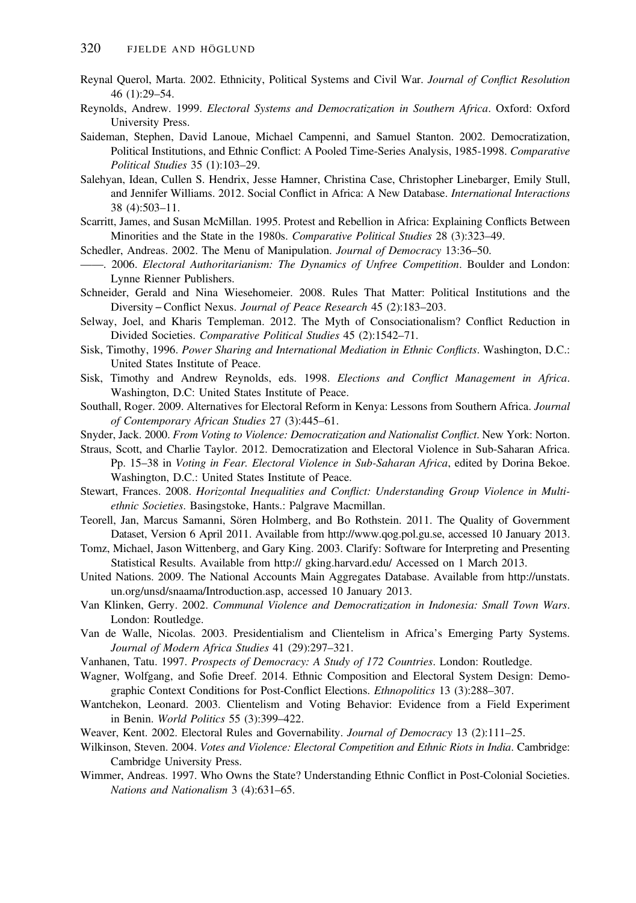Reynal Querol, Marta. 2002. Ethnicity, Political Systems and Civil War. *Journal of Conflict Resolution* 46 (1):29–54.

Reynolds, Andrew. 1999. *Electoral Systems and Democratization in Southern Africa*. Oxford: Oxford University Press.

Saideman, Stephen, David Lanoue, Michael Campenni, and Samuel Stanton. 2002. Democratization, Political Institutions, and Ethnic Conflict: A Pooled Time-Series Analysis, 1985-1998. *Comparative Political Studies* 35 (1):103–29.

Salehyan, Idean, Cullen S. Hendrix, Jesse Hamner, Christina Case, Christopher Linebarger, Emily Stull, and Jennifer Williams. 2012. Social Conflict in Africa: A New Database. *International Interactions* 38 (4):503–11.

Scarritt, James, and Susan McMillan. 1995. Protest and Rebellion in Africa: Explaining Conflicts Between Minorities and the State in the 1980s. *Comparative Political Studies* 28 (3):323–49.

Schedler, Andreas. 2002. The Menu of Manipulation. *Journal of Democracy* 13:36–50.

——. 2006. *Electoral Authoritarianism: The Dynamics of Unfree Competition*. Boulder and London: Lynne Rienner Publishers.

Schneider, Gerald and Nina Wiesehomeier. 2008. Rules That Matter: Political Institutions and the Diversity – Conflict Nexus. *Journal of Peace Research* 45 (2):183–203.

Selway, Joel, and Kharis Templeman. 2012. The Myth of Consociationalism? Conflict Reduction in Divided Societies. *Comparative Political Studies* 45 (2):1542–71.

Sisk, Timothy, 1996. *Power Sharing and International Mediation in Ethnic Conflicts*. Washington, D.C.: United States Institute of Peace.

Sisk, Timothy and Andrew Reynolds, eds. 1998. *Elections and Conflict Management in Africa*. Washington, D.C: United States Institute of Peace.

Southall, Roger. 2009. Alternatives for Electoral Reform in Kenya: Lessons from Southern Africa. *Journal of Contemporary African Studies* 27 (3):445–61.

Snyder, Jack. 2000. *From Voting to Violence: Democratization and Nationalist Conflict*. New York: Norton.

Straus, Scott, and Charlie Taylor. 2012. Democratization and Electoral Violence in Sub-Saharan Africa. Pp. 15–38 in *Voting in Fear. Electoral Violence in Sub-Saharan Africa*, edited by Dorina Bekoe. Washington, D.C.: United States Institute of Peace.

Stewart, Frances. 2008. *Horizontal Inequalities and Conflict: Understanding Group Violence in Multiethnic Societies*. Basingstoke, Hants.: Palgrave Macmillan.

Teorell, Jan, Marcus Samanni, Sören Holmberg, and Bo Rothstein. 2011. The Quality of Government Dataset, Version 6 April 2011. Available from http://www.qog.pol.gu.se, accessed 10 January 2013.

Tomz, Michael, Jason Wittenberg, and Gary King. 2003. Clarify: Software for Interpreting and Presenting Statistical Results. Available from http:// gking.harvard.edu/ Accessed on 1 March 2013.

United Nations. 2009. The National Accounts Main Aggregates Database. Available from http://unstats.un.org/unsd/snaama/Introduction.asp, accessed 10 January 2013.

Van Klinken, Gerry. 2002. *Communal Violence and Democratization in Indonesia: Small Town Wars*. London: Routledge.

Van de Walle, Nicolas. 2003. Presidentialism and Clientelism in Africa's Emerging Party Systems. *Journal of Modern Africa Studies* 41 (29):297–321.

Vanhanen, Tatu. 1997. *Prospects of Democracy: A Study of 172 Countries*. London: Routledge.

Wagner, Wolfgang, and Sofie Dreef. 2014. Ethnic Composition and Electoral System Design: Demographic Context Conditions for Post-Conflict Elections. *Ethnopolitics* 13 (3):288–307.

Wantchekon, Leonard. 2003. Clientelism and Voting Behavior: Evidence from a Field Experiment in Benin. *World Politics* 55 (3):399–422.

Weaver, Kent. 2002. Electoral Rules and Governability. *Journal of Democracy* 13 (2):111–25.

Wilkinson, Steven. 2004. *Votes and Violence: Electoral Competition and Ethnic Riots in India*. Cambridge: Cambridge University Press.

Wimmer, Andreas. 1997. Who Owns the State? Understanding Ethnic Conflict in Post-Colonial Societies. *Nations and Nationalism* 3 (4):631–65.